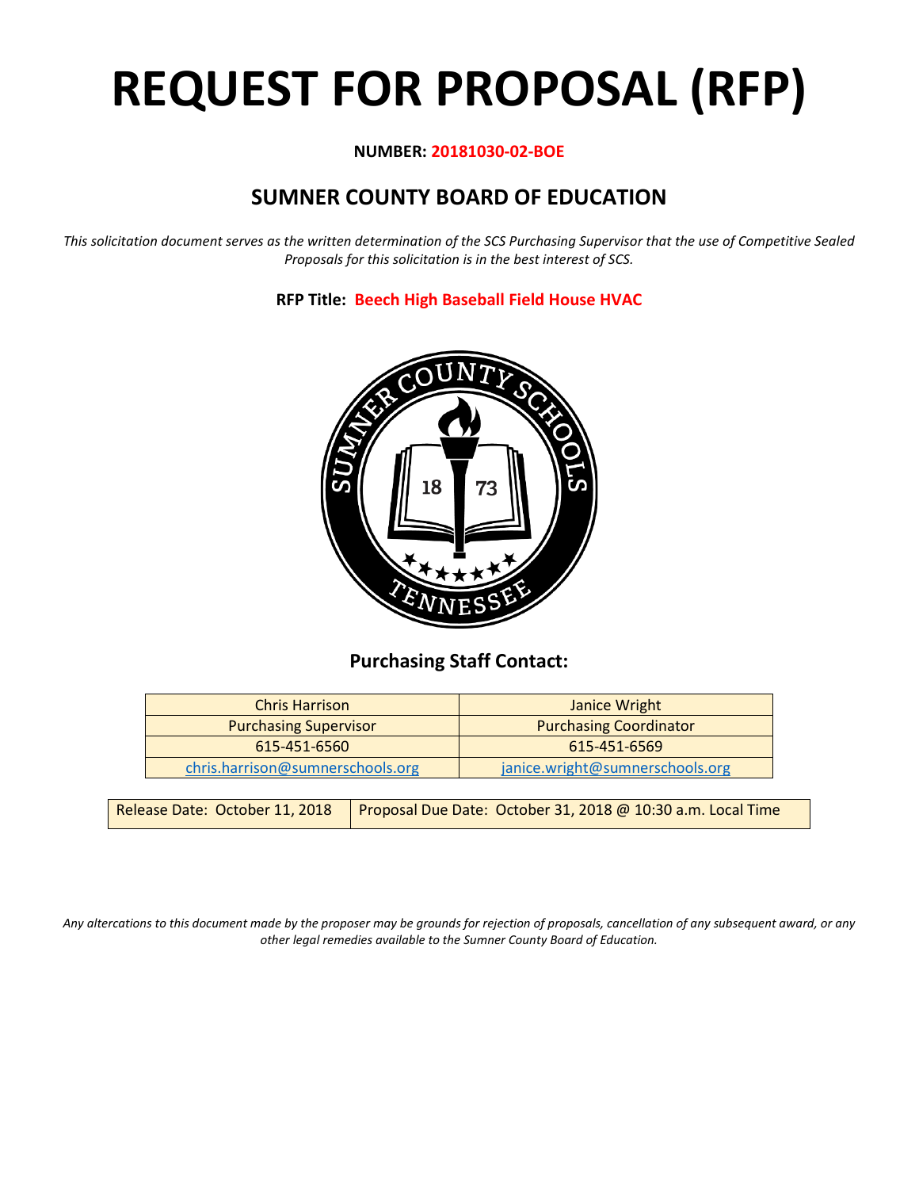# REQUEST FOR PROPOSAL (RFP)

**NUMBER: 20181030-02-BOE**

## SUMNER COUNTY BOARD OF EDUCATION

*This solicitation document serves as the written determination of the SCS Purchasing Supervisor that the use of Competitive Sealed Proposals for this solicitation is in the best interest of SCS.*

**RFP Title: Beech High Baseball Field House HVAC**

### Purchasing Staff Contact:

| Chris Harrison | Janice Wright |
|---|---|
| Purchasing Supervisor | Purchasing Coordinator |
| 615-451-6560 | 615-451-6569 |
| chris.harrison@sumnerschools.org | janice.wright@sumnerschools.org |

| Release Date: October 11, 2018 | Proposal Due Date: October 31, 2018 @ 10:30 a.m. Local Time |
|---|---|

*Any altercations to this document made by the proposer may be grounds for rejection of proposals, cancellation of any subsequent award, or any other legal remedies available to the Sumner County Board of Education.*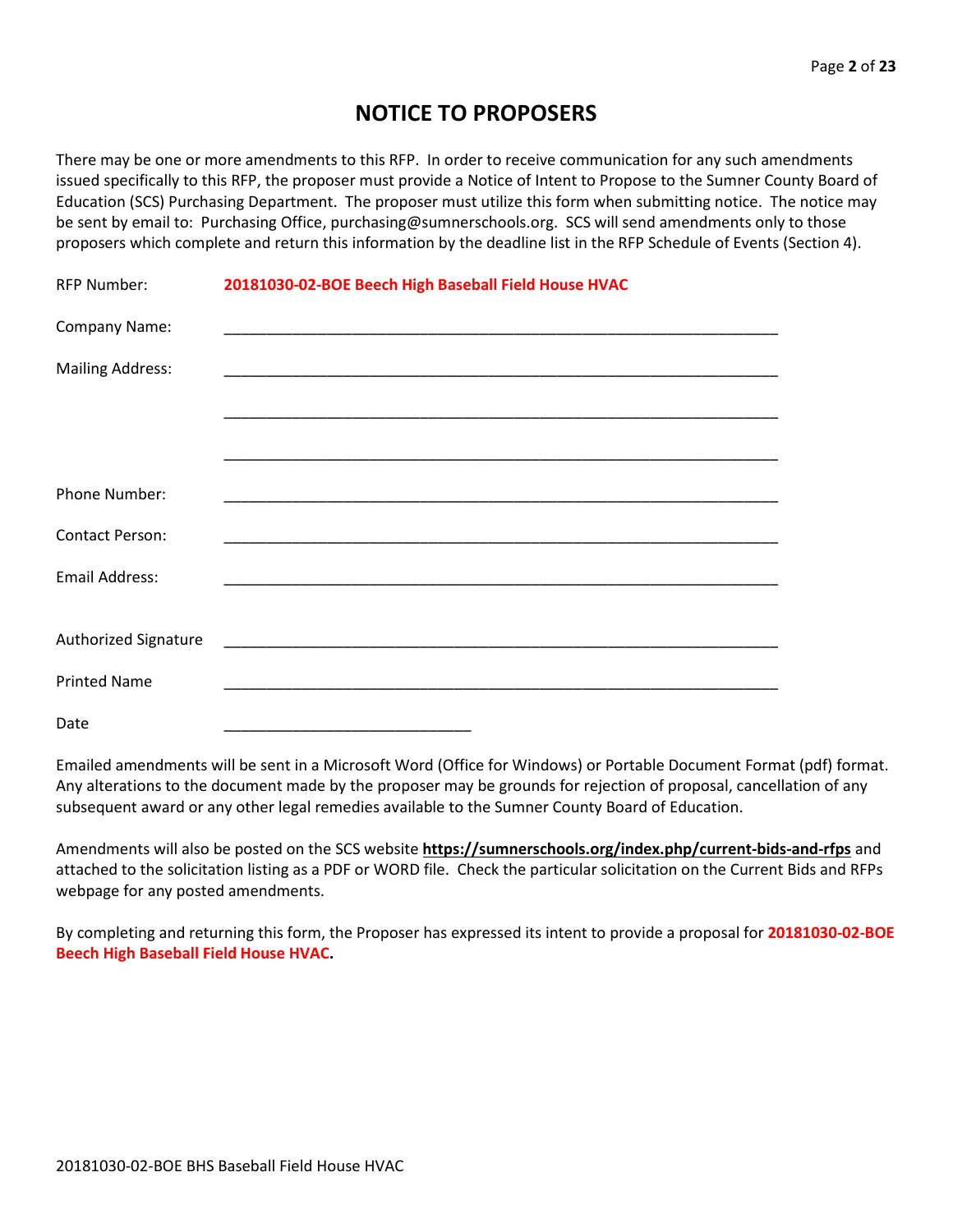# NOTICE TO PROPOSERS

There may be one or more amendments to this RFP. In order to receive communication for any such amendments issued specifically to this RFP, the proposer must provide a Notice of Intent to Propose to the Sumner County Board of Education (SCS) Purchasing Department. The proposer must utilize this form when submitting notice. The notice may be sent by email to: Purchasing Office, purchasing@sumnerschools.org. SCS will send amendments only to those proposers which complete and return this information by the deadline list in the RFP Schedule of Events (Section 4).

RFP Number: **20181030-02-BOE Beech High Baseball Field House HVAC**

Company Name: ______________________________________________________________

Mailing Address: ______________________________________________________________

______________________________________________________________

______________________________________________________________

Phone Number: ______________________________________________________________

Contact Person: ______________________________________________________________

Email Address: ______________________________________________________________

Authorized Signature ______________________________________________________________

Printed Name ______________________________________________________________

Date ____________________________

Emailed amendments will be sent in a Microsoft Word (Office for Windows) or Portable Document Format (pdf) format. Any alterations to the document made by the proposer may be grounds for rejection of proposal, cancellation of any subsequent award or any other legal remedies available to the Sumner County Board of Education.

Amendments will also be posted on the SCS website **https://sumnerschools.org/index.php/current-bids-and-rfps** and attached to the solicitation listing as a PDF or WORD file. Check the particular solicitation on the Current Bids and RFPs webpage for any posted amendments.

By completing and returning this form, the Proposer has expressed its intent to provide a proposal for **20181030-02-BOE Beech High Baseball Field House HVAC.**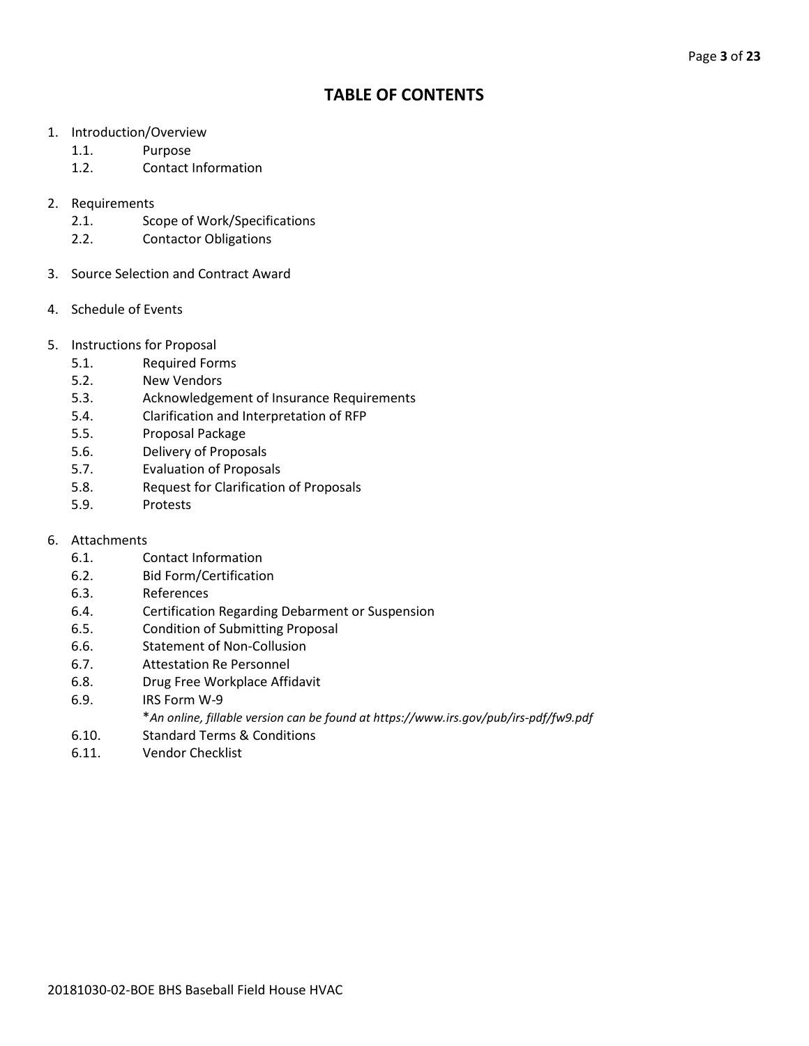# TABLE OF CONTENTS

1. Introduction/Overview
   - 1.1. Purpose
   - 1.2. Contact Information

2. Requirements
   - 2.1. Scope of Work/Specifications
   - 2.2. Contactor Obligations

3. Source Selection and Contract Award

4. Schedule of Events

5. Instructions for Proposal
   - 5.1. Required Forms
   - 5.2. New Vendors
   - 5.3. Acknowledgement of Insurance Requirements
   - 5.4. Clarification and Interpretation of RFP
   - 5.5. Proposal Package
   - 5.6. Delivery of Proposals
   - 5.7. Evaluation of Proposals
   - 5.8. Request for Clarification of Proposals
   - 5.9. Protests

6. Attachments
   - 6.1. Contact Information
   - 6.2. Bid Form/Certification
   - 6.3. References
   - 6.4. Certification Regarding Debarment or Suspension
   - 6.5. Condition of Submitting Proposal
   - 6.6. Statement of Non-Collusion
   - 6.7. Attestation Re Personnel
   - 6.8. Drug Free Workplace Affidavit
   - 6.9. IRS Form W-9
     - **An online, fillable version can be found at https://www.irs.gov/pub/irs-pdf/fw9.pdf*
   - 6.10. Standard Terms & Conditions
   - 6.11. Vendor Checklist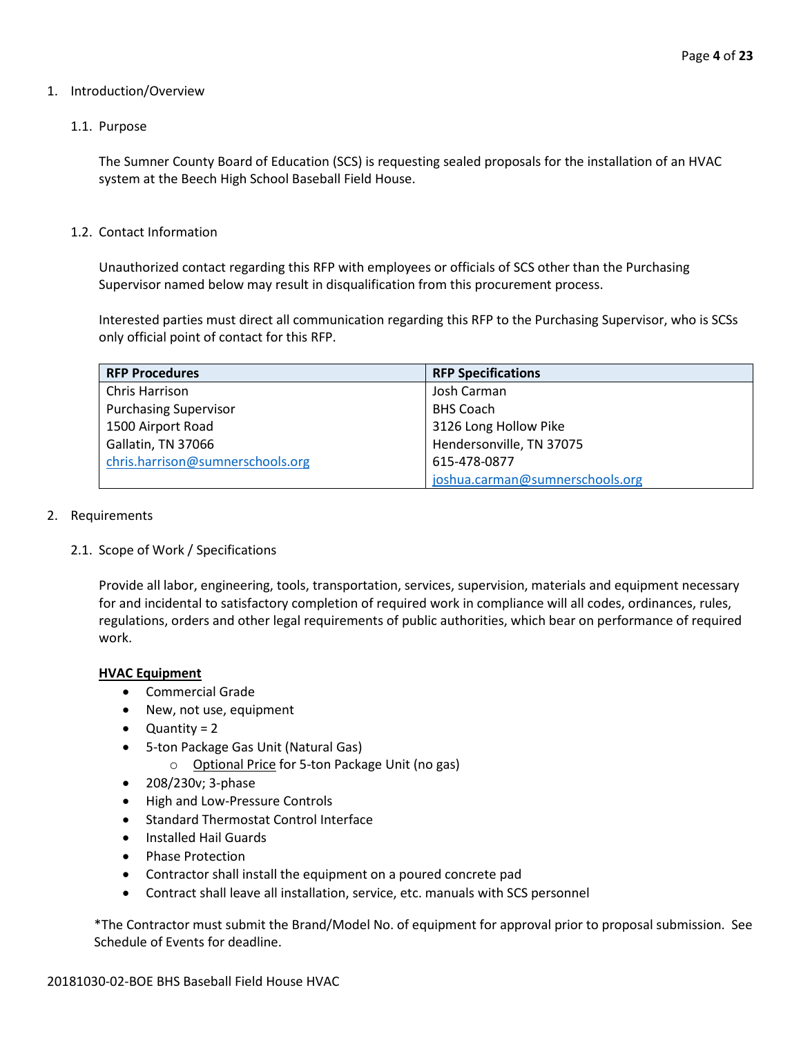1. Introduction/Overview

1.1. Purpose

The Sumner County Board of Education (SCS) is requesting sealed proposals for the installation of an HVAC system at the Beech High School Baseball Field House.

1.2. Contact Information

Unauthorized contact regarding this RFP with employees or officials of SCS other than the Purchasing Supervisor named below may result in disqualification from this procurement process.

Interested parties must direct all communication regarding this RFP to the Purchasing Supervisor, who is SCSs only official point of contact for this RFP.

| RFP Procedures | RFP Specifications |
| --- | --- |
| Chris Harrison | Josh Carman |
| Purchasing Supervisor | BHS Coach |
| 1500 Airport Road | 3126 Long Hollow Pike |
| Gallatin, TN 37066 | Hendersonville, TN 37075 |
| chris.harrison@sumnerschools.org | 615-478-0877 |
| | joshua.carman@sumnerschools.org |

2. Requirements

2.1. Scope of Work / Specifications

Provide all labor, engineering, tools, transportation, services, supervision, materials and equipment necessary for and incidental to satisfactory completion of required work in compliance will all codes, ordinances, rules, regulations, orders and other legal requirements of public authorities, which bear on performance of required work.

**HVAC Equipment**

- Commercial Grade
- New, not use, equipment
- Quantity = 2
- 5-ton Package Gas Unit (Natural Gas)
  - Optional Price for 5-ton Package Unit (no gas)
- 208/230v; 3-phase
- High and Low-Pressure Controls
- Standard Thermostat Control Interface
- Installed Hail Guards
- Phase Protection
- Contractor shall install the equipment on a poured concrete pad
- Contract shall leave all installation, service, etc. manuals with SCS personnel

*The Contractor must submit the Brand/Model No. of equipment for approval prior to proposal submission. See Schedule of Events for deadline.

20181030-02-BOE BHS Baseball Field House HVAC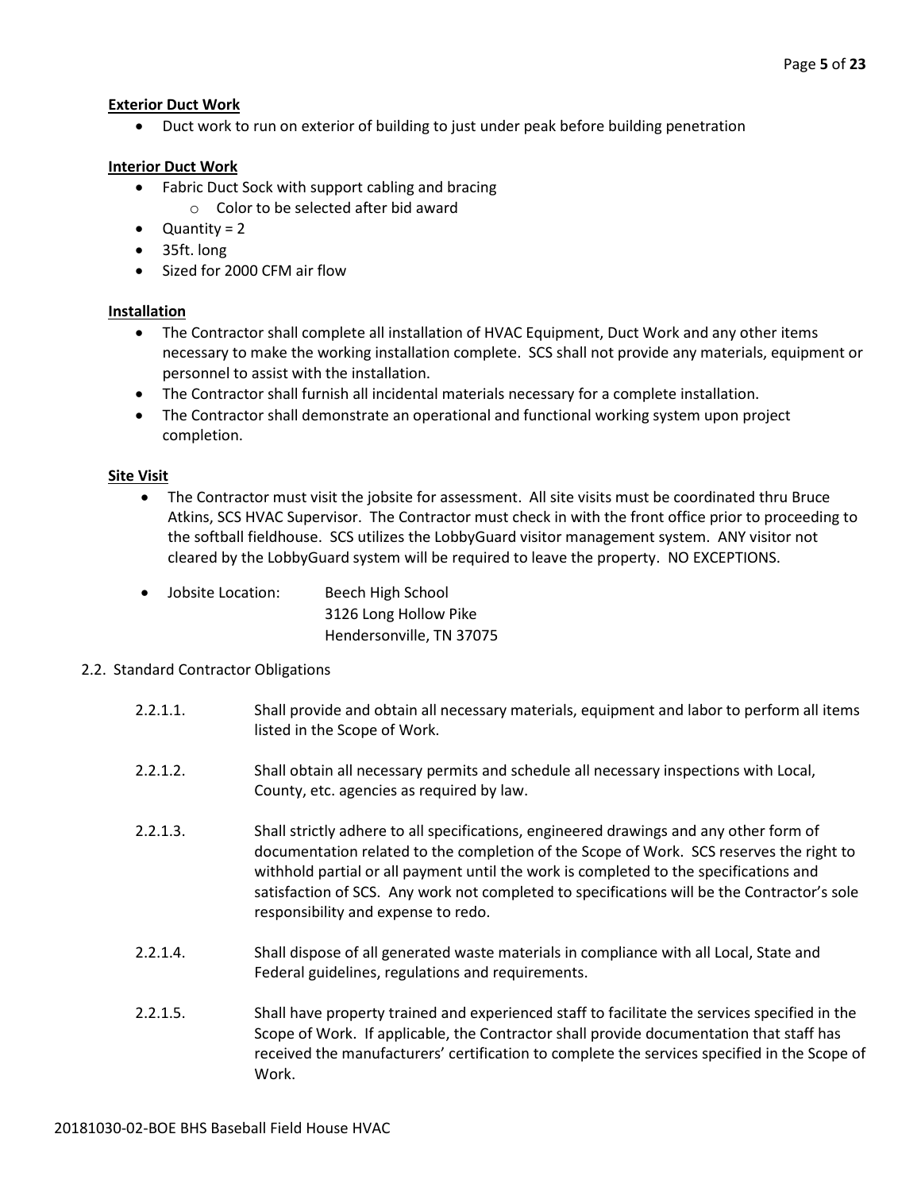**Exterior Duct Work**

- Duct work to run on exterior of building to just under peak before building penetration

**Interior Duct Work**

- Fabric Duct Sock with support cabling and bracing
  - Color to be selected after bid award
- Quantity = 2
- 35ft. long
- Sized for 2000 CFM air flow

**Installation**

- The Contractor shall complete all installation of HVAC Equipment, Duct Work and any other items necessary to make the working installation complete. SCS shall not provide any materials, equipment or personnel to assist with the installation.
- The Contractor shall furnish all incidental materials necessary for a complete installation.
- The Contractor shall demonstrate an operational and functional working system upon project completion.

**Site Visit**

- The Contractor must visit the jobsite for assessment. All site visits must be coordinated thru Bruce Atkins, SCS HVAC Supervisor. The Contractor must check in with the front office prior to proceeding to the softball fieldhouse. SCS utilizes the LobbyGuard visitor management system. ANY visitor not cleared by the LobbyGuard system will be required to leave the property. NO EXCEPTIONS.
- Jobsite Location: Beech High School
  3126 Long Hollow Pike
  Hendersonville, TN 37075

2.2. Standard Contractor Obligations

2.2.1.1. Shall provide and obtain all necessary materials, equipment and labor to perform all items listed in the Scope of Work.

2.2.1.2. Shall obtain all necessary permits and schedule all necessary inspections with Local, County, etc. agencies as required by law.

2.2.1.3. Shall strictly adhere to all specifications, engineered drawings and any other form of documentation related to the completion of the Scope of Work. SCS reserves the right to withhold partial or all payment until the work is completed to the specifications and satisfaction of SCS. Any work not completed to specifications will be the Contractor's sole responsibility and expense to redo.

2.2.1.4. Shall dispose of all generated waste materials in compliance with all Local, State and Federal guidelines, regulations and requirements.

2.2.1.5. Shall have property trained and experienced staff to facilitate the services specified in the Scope of Work. If applicable, the Contractor shall provide documentation that staff has received the manufacturers' certification to complete the services specified in the Scope of Work.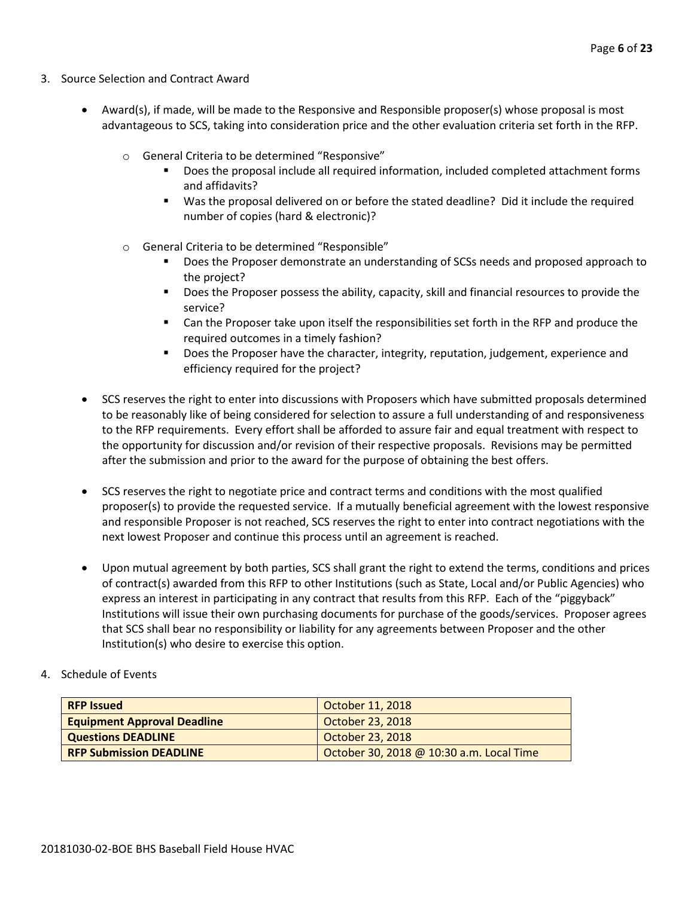3. Source Selection and Contract Award

- Award(s), if made, will be made to the Responsive and Responsible proposer(s) whose proposal is most advantageous to SCS, taking into consideration price and the other evaluation criteria set forth in the RFP.

    - General Criteria to be determined "Responsive"
        - Does the proposal include all required information, included completed attachment forms and affidavits?
        - Was the proposal delivered on or before the stated deadline? Did it include the required number of copies (hard & electronic)?

    - General Criteria to be determined "Responsible"
        - Does the Proposer demonstrate an understanding of SCSs needs and proposed approach to the project?
        - Does the Proposer possess the ability, capacity, skill and financial resources to provide the service?
        - Can the Proposer take upon itself the responsibilities set forth in the RFP and produce the required outcomes in a timely fashion?
        - Does the Proposer have the character, integrity, reputation, judgement, experience and efficiency required for the project?

- SCS reserves the right to enter into discussions with Proposers which have submitted proposals determined to be reasonably like of being considered for selection to assure a full understanding of and responsiveness to the RFP requirements. Every effort shall be afforded to assure fair and equal treatment with respect to the opportunity for discussion and/or revision of their respective proposals. Revisions may be permitted after the submission and prior to the award for the purpose of obtaining the best offers.

- SCS reserves the right to negotiate price and contract terms and conditions with the most qualified proposer(s) to provide the requested service. If a mutually beneficial agreement with the lowest responsive and responsible Proposer is not reached, SCS reserves the right to enter into contract negotiations with the next lowest Proposer and continue this process until an agreement is reached.

- Upon mutual agreement by both parties, SCS shall grant the right to extend the terms, conditions and prices of contract(s) awarded from this RFP to other Institutions (such as State, Local and/or Public Agencies) who express an interest in participating in any contract that results from this RFP. Each of the "piggyback" Institutions will issue their own purchasing documents for purchase of the goods/services. Proposer agrees that SCS shall bear no responsibility or liability for any agreements between Proposer and the other Institution(s) who desire to exercise this option.

4. Schedule of Events

| **RFP Issued** | October 11, 2018 |
|---|---|
| **Equipment Approval Deadline** | October 23, 2018 |
| **Questions DEADLINE** | October 23, 2018 |
| **RFP Submission DEADLINE** | October 30, 2018 @ 10:30 a.m. Local Time |

20181030-02-BOE BHS Baseball Field House HVAC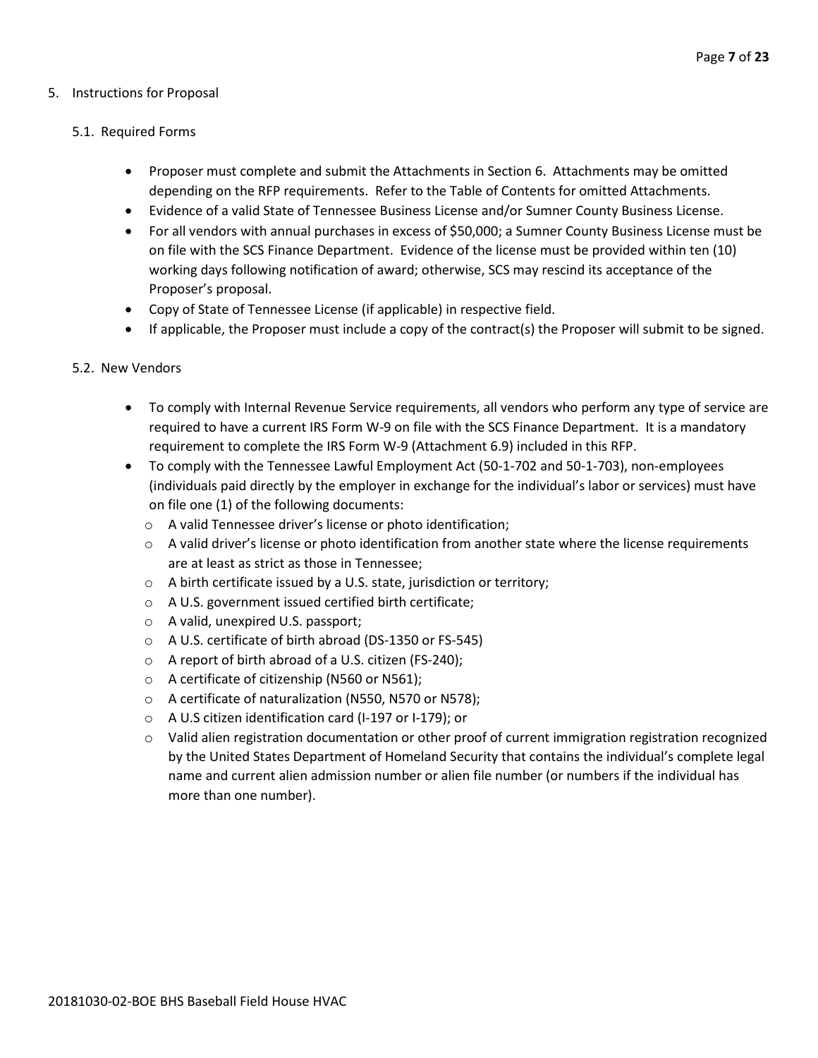5. Instructions for Proposal

   5.1. Required Forms

   - Proposer must complete and submit the Attachments in Section 6. Attachments may be omitted depending on the RFP requirements. Refer to the Table of Contents for omitted Attachments.
   - Evidence of a valid State of Tennessee Business License and/or Sumner County Business License.
   - For all vendors with annual purchases in excess of $50,000; a Sumner County Business License must be on file with the SCS Finance Department. Evidence of the license must be provided within ten (10) working days following notification of award; otherwise, SCS may rescind its acceptance of the Proposer's proposal.
   - Copy of State of Tennessee License (if applicable) in respective field.
   - If applicable, the Proposer must include a copy of the contract(s) the Proposer will submit to be signed.

   5.2. New Vendors

   - To comply with Internal Revenue Service requirements, all vendors who perform any type of service are required to have a current IRS Form W-9 on file with the SCS Finance Department. It is a mandatory requirement to complete the IRS Form W-9 (Attachment 6.9) included in this RFP.
   - To comply with the Tennessee Lawful Employment Act (50-1-702 and 50-1-703), non-employees (individuals paid directly by the employer in exchange for the individual's labor or services) must have on file one (1) of the following documents:
     - A valid Tennessee driver's license or photo identification;
     - A valid driver's license or photo identification from another state where the license requirements are at least as strict as those in Tennessee;
     - A birth certificate issued by a U.S. state, jurisdiction or territory;
     - A U.S. government issued certified birth certificate;
     - A valid, unexpired U.S. passport;
     - A U.S. certificate of birth abroad (DS-1350 or FS-545)
     - A report of birth abroad of a U.S. citizen (FS-240);
     - A certificate of citizenship (N560 or N561);
     - A certificate of naturalization (N550, N570 or N578);
     - A U.S citizen identification card (I-197 or I-179); or
     - Valid alien registration documentation or other proof of current immigration registration recognized by the United States Department of Homeland Security that contains the individual's complete legal name and current alien admission number or alien file number (or numbers if the individual has more than one number).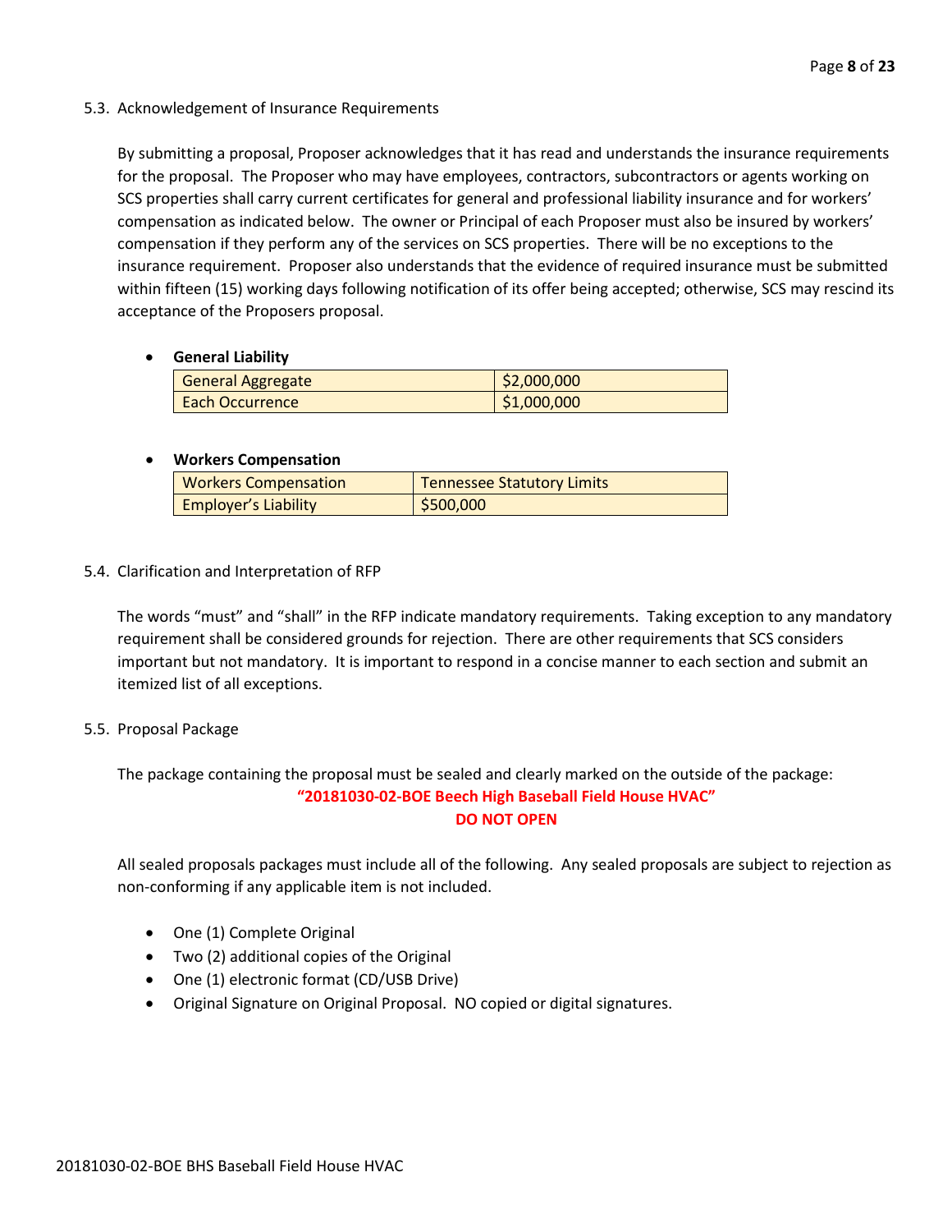### 5.3. Acknowledgement of Insurance Requirements

By submitting a proposal, Proposer acknowledges that it has read and understands the insurance requirements for the proposal. The Proposer who may have employees, contractors, subcontractors or agents working on SCS properties shall carry current certificates for general and professional liability insurance and for workers' compensation as indicated below. The owner or Principal of each Proposer must also be insured by workers' compensation if they perform any of the services on SCS properties. There will be no exceptions to the insurance requirement. Proposer also understands that the evidence of required insurance must be submitted within fifteen (15) working days following notification of its offer being accepted; otherwise, SCS may rescind its acceptance of the Proposers proposal.

- **General Liability**

| General Aggregate | $2,000,000 |
|---|---|
| Each Occurrence | $1,000,000 |

- **Workers Compensation**

| Workers Compensation | Tennessee Statutory Limits |
|---|---|
| Employer's Liability | $500,000 |

### 5.4. Clarification and Interpretation of RFP

The words "must" and "shall" in the RFP indicate mandatory requirements. Taking exception to any mandatory requirement shall be considered grounds for rejection. There are other requirements that SCS considers important but not mandatory. It is important to respond in a concise manner to each section and submit an itemized list of all exceptions.

### 5.5. Proposal Package

The package containing the proposal must be sealed and clearly marked on the outside of the package:

**"20181030-02-BOE Beech High Baseball Field House HVAC"**
**DO NOT OPEN**

All sealed proposals packages must include all of the following. Any sealed proposals are subject to rejection as non-conforming if any applicable item is not included.

- One (1) Complete Original
- Two (2) additional copies of the Original
- One (1) electronic format (CD/USB Drive)
- Original Signature on Original Proposal. NO copied or digital signatures.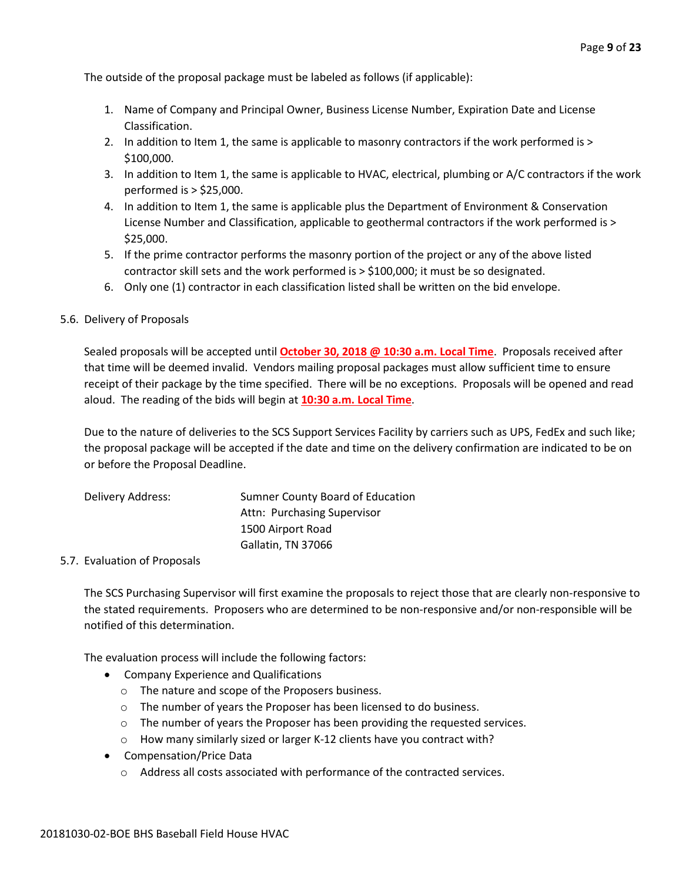The outside of the proposal package must be labeled as follows (if applicable):

1. Name of Company and Principal Owner, Business License Number, Expiration Date and License Classification.
2. In addition to Item 1, the same is applicable to masonry contractors if the work performed is > $100,000.
3. In addition to Item 1, the same is applicable to HVAC, electrical, plumbing or A/C contractors if the work performed is > $25,000.
4. In addition to Item 1, the same is applicable plus the Department of Environment & Conservation License Number and Classification, applicable to geothermal contractors if the work performed is > $25,000.
5. If the prime contractor performs the masonry portion of the project or any of the above listed contractor skill sets and the work performed is > $100,000; it must be so designated.
6. Only one (1) contractor in each classification listed shall be written on the bid envelope.

5.6. Delivery of Proposals

Sealed proposals will be accepted until **October 30, 2018 @ 10:30 a.m. Local Time**. Proposals received after that time will be deemed invalid. Vendors mailing proposal packages must allow sufficient time to ensure receipt of their package by the time specified. There will be no exceptions. Proposals will be opened and read aloud. The reading of the bids will begin at **10:30 a.m. Local Time**.

Due to the nature of deliveries to the SCS Support Services Facility by carriers such as UPS, FedEx and such like; the proposal package will be accepted if the date and time on the delivery confirmation are indicated to be on or before the Proposal Deadline.

Delivery Address: Sumner County Board of Education
Attn: Purchasing Supervisor
1500 Airport Road
Gallatin, TN 37066

5.7. Evaluation of Proposals

The SCS Purchasing Supervisor will first examine the proposals to reject those that are clearly non-responsive to the stated requirements. Proposers who are determined to be non-responsive and/or non-responsible will be notified of this determination.

The evaluation process will include the following factors:

- Company Experience and Qualifications
  - The nature and scope of the Proposers business.
  - The number of years the Proposer has been licensed to do business.
  - The number of years the Proposer has been providing the requested services.
  - How many similarly sized or larger K-12 clients have you contract with?
- Compensation/Price Data
  - Address all costs associated with performance of the contracted services.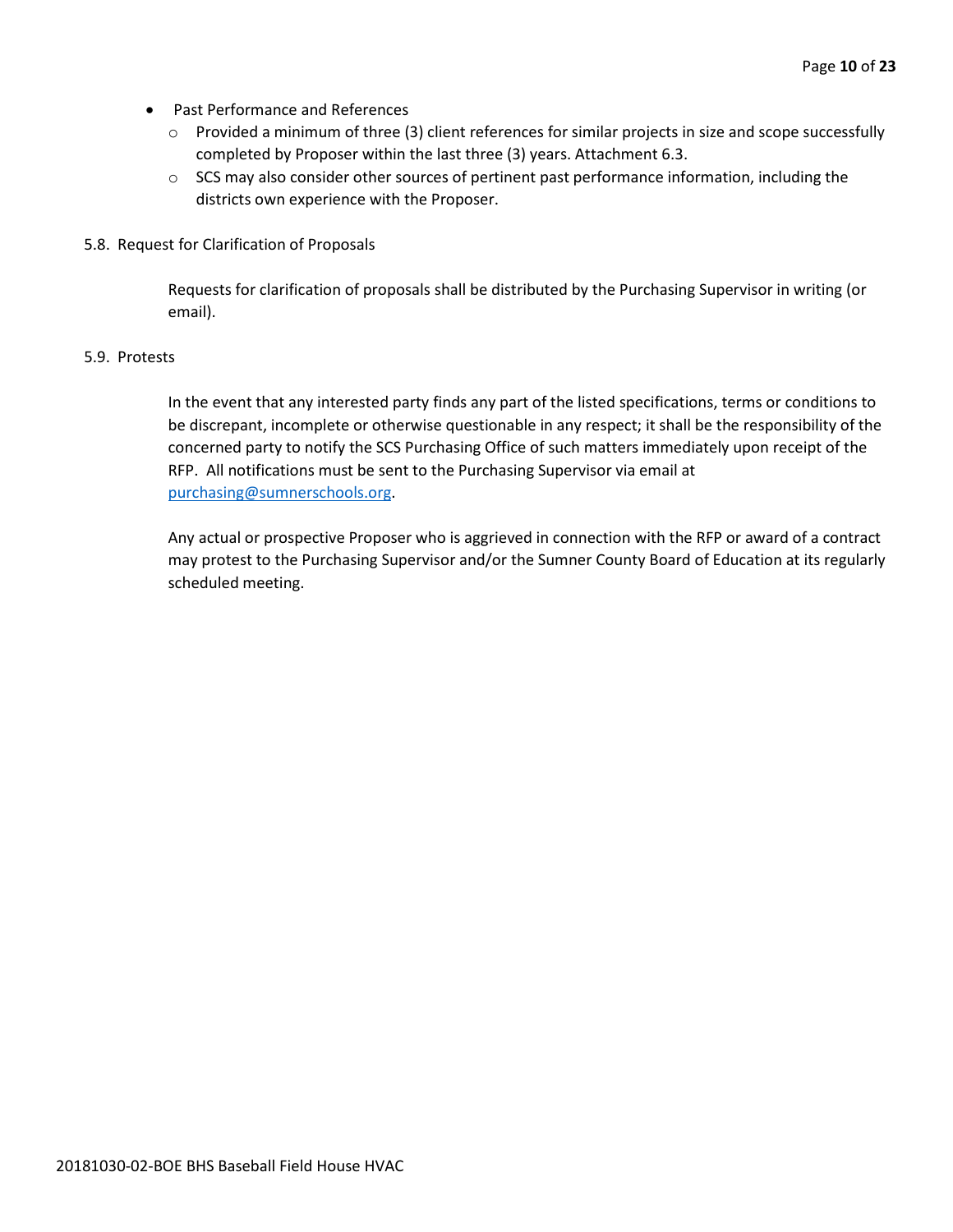- Past Performance and References
  - Provided a minimum of three (3) client references for similar projects in size and scope successfully completed by Proposer within the last three (3) years. Attachment 6.3.
  - SCS may also consider other sources of pertinent past performance information, including the districts own experience with the Proposer.

5.8. Request for Clarification of Proposals

Requests for clarification of proposals shall be distributed by the Purchasing Supervisor in writing (or email).

5.9. Protests

In the event that any interested party finds any part of the listed specifications, terms or conditions to be discrepant, incomplete or otherwise questionable in any respect; it shall be the responsibility of the concerned party to notify the SCS Purchasing Office of such matters immediately upon receipt of the RFP. All notifications must be sent to the Purchasing Supervisor via email at purchasing@sumnerschools.org.

Any actual or prospective Proposer who is aggrieved in connection with the RFP or award of a contract may protest to the Purchasing Supervisor and/or the Sumner County Board of Education at its regularly scheduled meeting.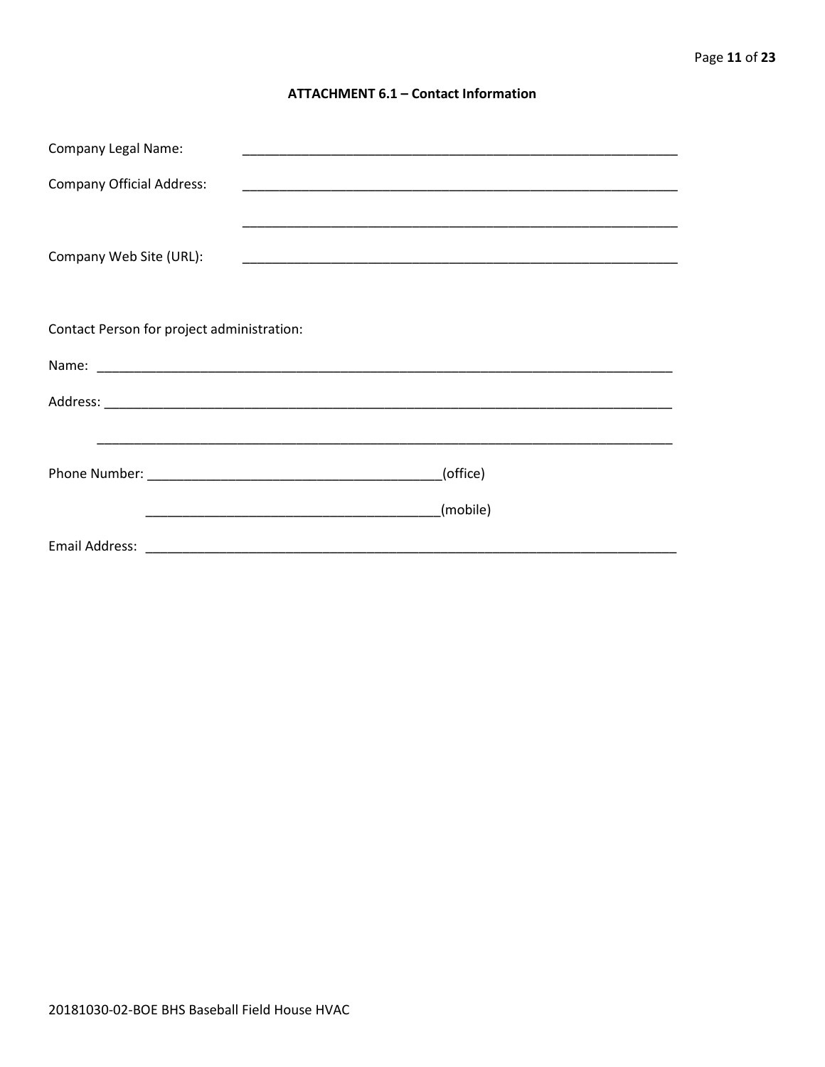## ATTACHMENT 6.1 – Contact Information

Company Legal Name: ____________________________________________________________

Company Official Address: ____________________________________________________________

____________________________________________________________

Company Web Site (URL): ____________________________________________________________

Contact Person for project administration:

Name: ________________________________________________________________________________

Address: ______________________________________________________________________________

______________________________________________________________________________

Phone Number: ________________________________________(office)

________________________________________(mobile)

Email Address: ___________________________________________________________________________

20181030-02-BOE BHS Baseball Field House HVAC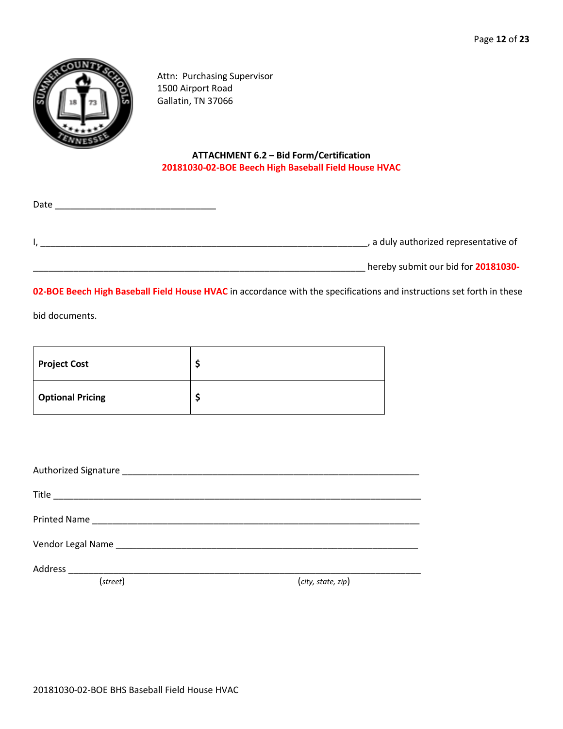Attn: Purchasing Supervisor
1500 Airport Road
Gallatin, TN 37066

**ATTACHMENT 6.2 – Bid Form/Certification**
**20181030-02-BOE Beech High Baseball Field House HVAC**

Date ________________________________

I, ____________________________________________________________________, a duly authorized representative of

______________________________________________________________________ hereby submit our bid for **20181030-02-BOE Beech High Baseball Field House HVAC** in accordance with the specifications and instructions set forth in these bid documents.

| **Project Cost** | **$** |
|---|---|
| **Optional Pricing** | **$** |

Authorized Signature ______________________________________________________________

Title ____________________________________________________________________________

Printed Name _____________________________________________________________________

Vendor Legal Name ________________________________________________________________

Address _________________________________________________________________________
(*street*) (*city, state, zip*)

20181030-02-BOE BHS Baseball Field House HVAC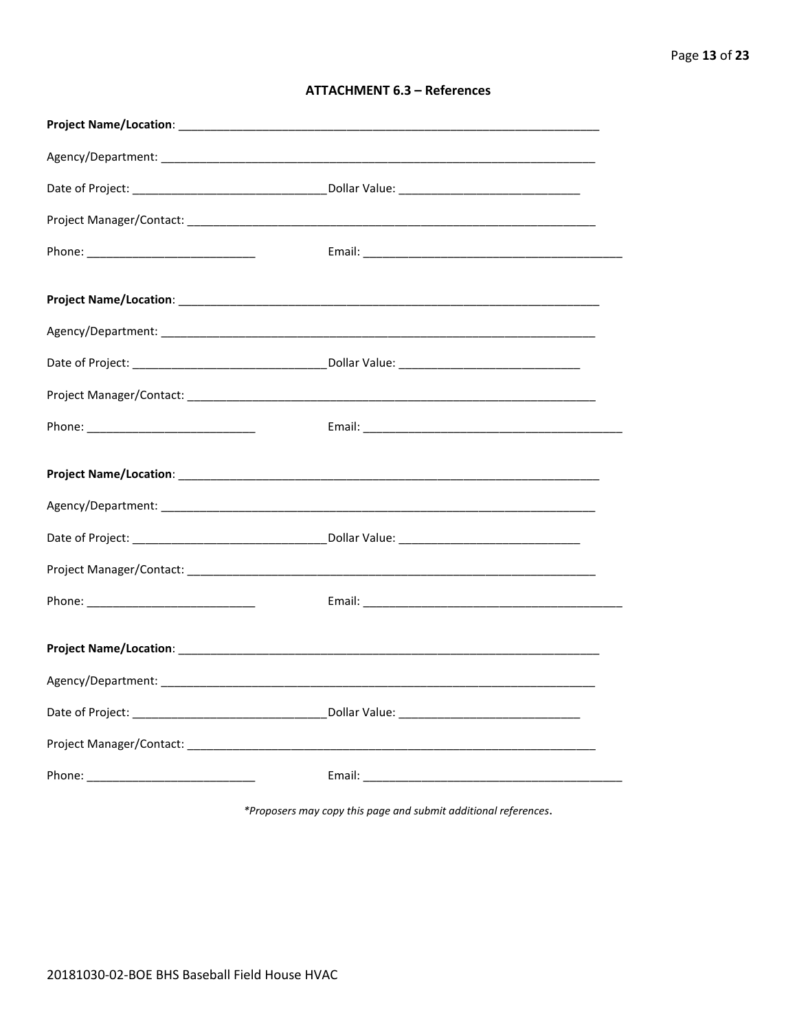## ATTACHMENT 6.3 – References

**Project Name/Location**: ____________________________________________________________________

Agency/Department: ____________________________________________________________________

Date of Project: ______________________________ Dollar Value: ____________________________

Project Manager/Contact: __________________________________________________________________

Phone: __________________________ Email: _________________________________________

**Project Name/Location**: ____________________________________________________________________

Agency/Department: ____________________________________________________________________

Date of Project: ______________________________ Dollar Value: ____________________________

Project Manager/Contact: __________________________________________________________________

Phone: __________________________ Email: _________________________________________

**Project Name/Location**: ____________________________________________________________________

Agency/Department: ____________________________________________________________________

Date of Project: ______________________________ Dollar Value: ____________________________

Project Manager/Contact: __________________________________________________________________

Phone: __________________________ Email: _________________________________________

**Project Name/Location**: ____________________________________________________________________

Agency/Department: ____________________________________________________________________

Date of Project: ______________________________ Dollar Value: ____________________________

Project Manager/Contact: __________________________________________________________________

Phone: __________________________ Email: _________________________________________

*\*Proposers may copy this page and submit additional references.*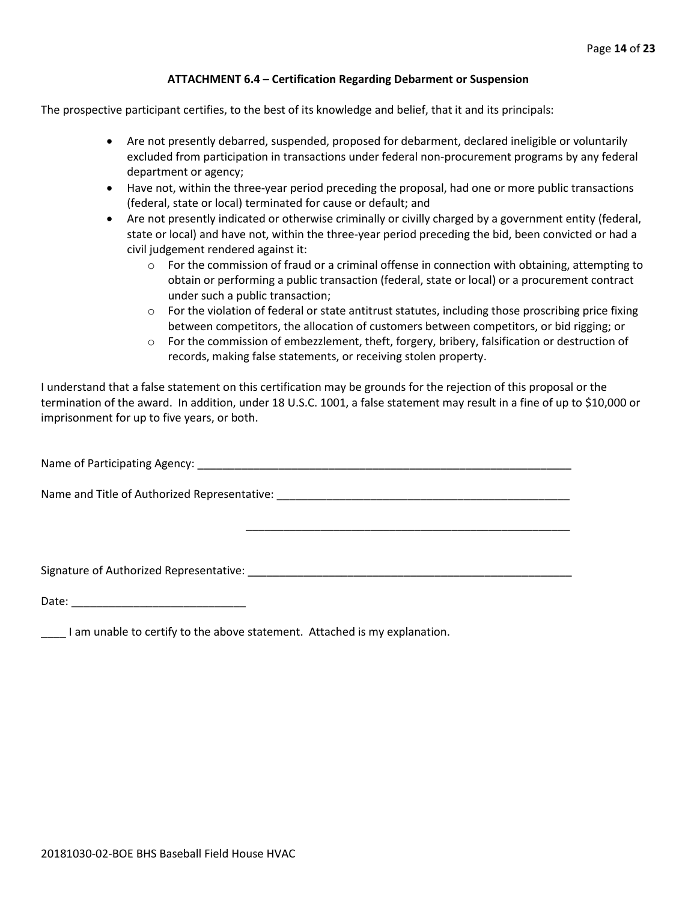### ATTACHMENT 6.4 – Certification Regarding Debarment or Suspension

The prospective participant certifies, to the best of its knowledge and belief, that it and its principals:

- Are not presently debarred, suspended, proposed for debarment, declared ineligible or voluntarily excluded from participation in transactions under federal non-procurement programs by any federal department or agency;
- Have not, within the three-year period preceding the proposal, had one or more public transactions (federal, state or local) terminated for cause or default; and
- Are not presently indicated or otherwise criminally or civilly charged by a government entity (federal, state or local) and have not, within the three-year period preceding the bid, been convicted or had a civil judgement rendered against it:
  - For the commission of fraud or a criminal offense in connection with obtaining, attempting to obtain or performing a public transaction (federal, state or local) or a procurement contract under such a public transaction;
  - For the violation of federal or state antitrust statutes, including those proscribing price fixing between competitors, the allocation of customers between competitors, or bid rigging; or
  - For the commission of embezzlement, theft, forgery, bribery, falsification or destruction of records, making false statements, or receiving stolen property.

I understand that a false statement on this certification may be grounds for the rejection of this proposal or the termination of the award. In addition, under 18 U.S.C. 1001, a false statement may result in a fine of up to $10,000 or imprisonment for up to five years, or both.

Name of Participating Agency: ________________________________________________________________

Name and Title of Authorized Representative: _________________________________________________

_________________________________________________

Signature of Authorized Representative: ______________________________________________________

Date: ____________________________

____ I am unable to certify to the above statement. Attached is my explanation.

20181030-02-BOE BHS Baseball Field House HVAC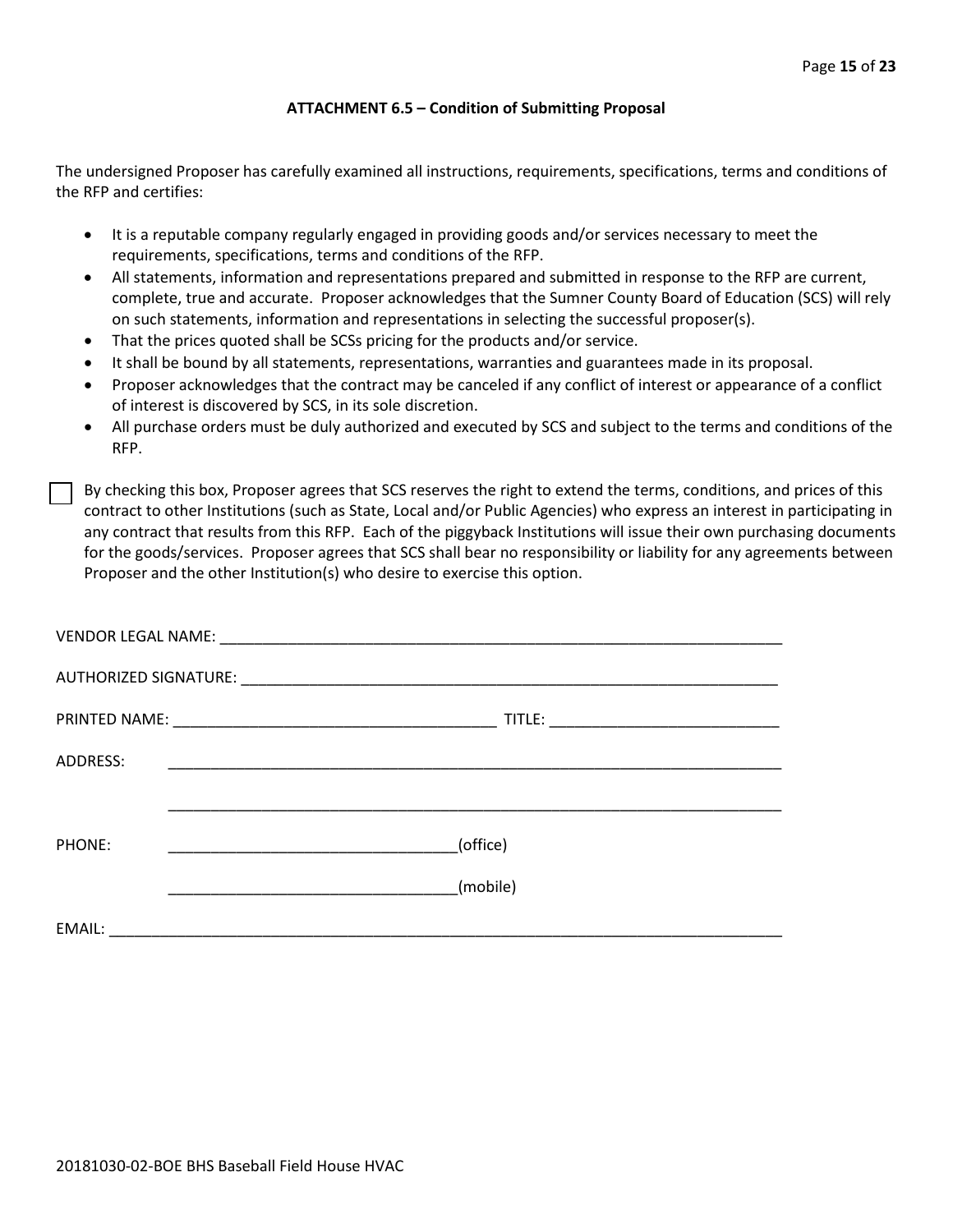## ATTACHMENT 6.5 – Condition of Submitting Proposal

The undersigned Proposer has carefully examined all instructions, requirements, specifications, terms and conditions of the RFP and certifies:

- It is a reputable company regularly engaged in providing goods and/or services necessary to meet the requirements, specifications, terms and conditions of the RFP.
- All statements, information and representations prepared and submitted in response to the RFP are current, complete, true and accurate. Proposer acknowledges that the Sumner County Board of Education (SCS) will rely on such statements, information and representations in selecting the successful proposer(s).
- That the prices quoted shall be SCSs pricing for the products and/or service.
- It shall be bound by all statements, representations, warranties and guarantees made in its proposal.
- Proposer acknowledges that the contract may be canceled if any conflict of interest or appearance of a conflict of interest is discovered by SCS, in its sole discretion.
- All purchase orders must be duly authorized and executed by SCS and subject to the terms and conditions of the RFP.

☐ By checking this box, Proposer agrees that SCS reserves the right to extend the terms, conditions, and prices of this contract to other Institutions (such as State, Local and/or Public Agencies) who express an interest in participating in any contract that results from this RFP. Each of the piggyback Institutions will issue their own purchasing documents for the goods/services. Proposer agrees that SCS shall bear no responsibility or liability for any agreements between Proposer and the other Institution(s) who desire to exercise this option.

VENDOR LEGAL NAME: ______________________________________________________________________

AUTHORIZED SIGNATURE: __________________________________________________________________

PRINTED NAME: ____________________________________ TITLE: __________________________

ADDRESS: ______________________________________________________________________

______________________________________________________________________

PHONE: __________________________________(office)

__________________________________(mobile)

EMAIL: _____________________________________________________________________________

20181030-02-BOE BHS Baseball Field House HVAC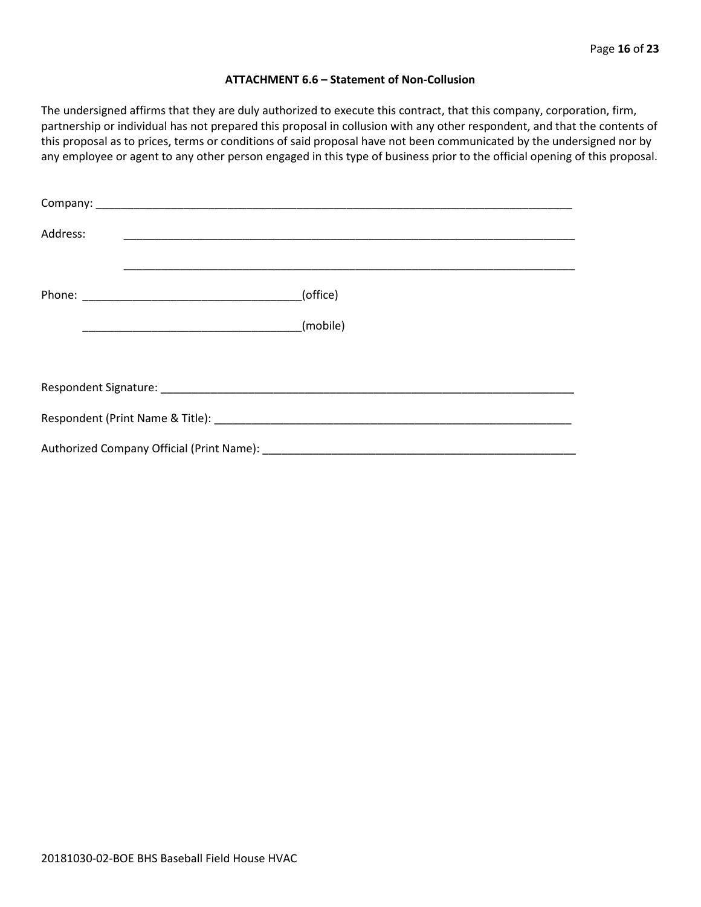### ATTACHMENT 6.6 – Statement of Non-Collusion

The undersigned affirms that they are duly authorized to execute this contract, that this company, corporation, firm, partnership or individual has not prepared this proposal in collusion with any other respondent, and that the contents of this proposal as to prices, terms or conditions of said proposal have not been communicated by the undersigned nor by any employee or agent to any other person engaged in this type of business prior to the official opening of this proposal.

Company: ____________________________________________________________________________

Address: ____________________________________________________________________________

____________________________________________________________________________

Phone: ___________________________________(office)

___________________________________(mobile)

Respondent Signature: _________________________________________________________________

Respondent (Print Name & Title): ________________________________________________________

Authorized Company Official (Print Name): _________________________________________________

20181030-02-BOE BHS Baseball Field House HVAC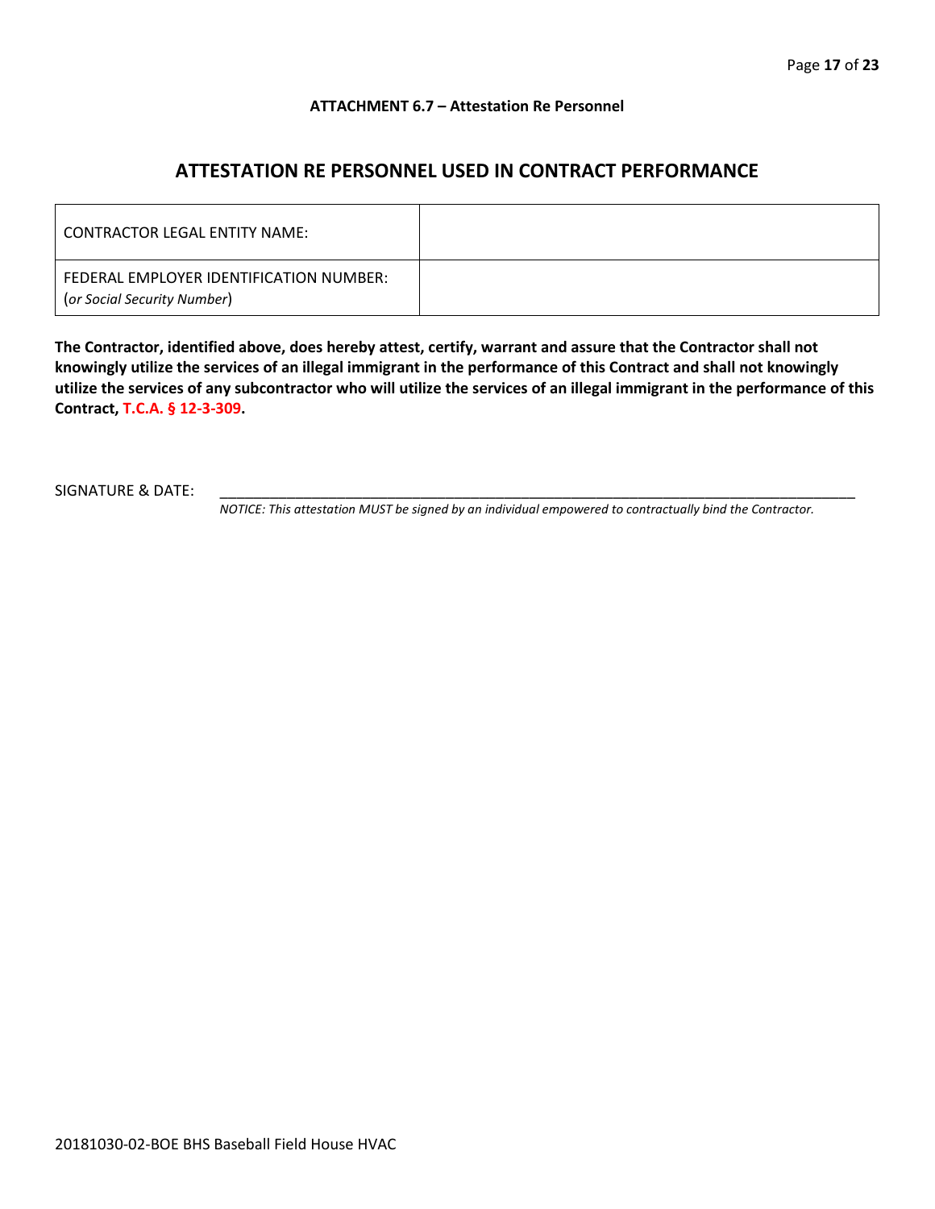**ATTACHMENT 6.7 – Attestation Re Personnel**

## ATTESTATION RE PERSONNEL USED IN CONTRACT PERFORMANCE

| CONTRACTOR LEGAL ENTITY NAME: | |
|---|---|
| FEDERAL EMPLOYER IDENTIFICATION NUMBER: (*or Social Security Number*) | |

**The Contractor, identified above, does hereby attest, certify, warrant and assure that the Contractor shall not knowingly utilize the services of an illegal immigrant in the performance of this Contract and shall not knowingly utilize the services of any subcontractor who will utilize the services of an illegal immigrant in the performance of this Contract, T.C.A. § 12-3-309.**

SIGNATURE & DATE: ____________________________________________________________

*NOTICE: This attestation MUST be signed by an individual empowered to contractually bind the Contractor.*

20181030-02-BOE BHS Baseball Field House HVAC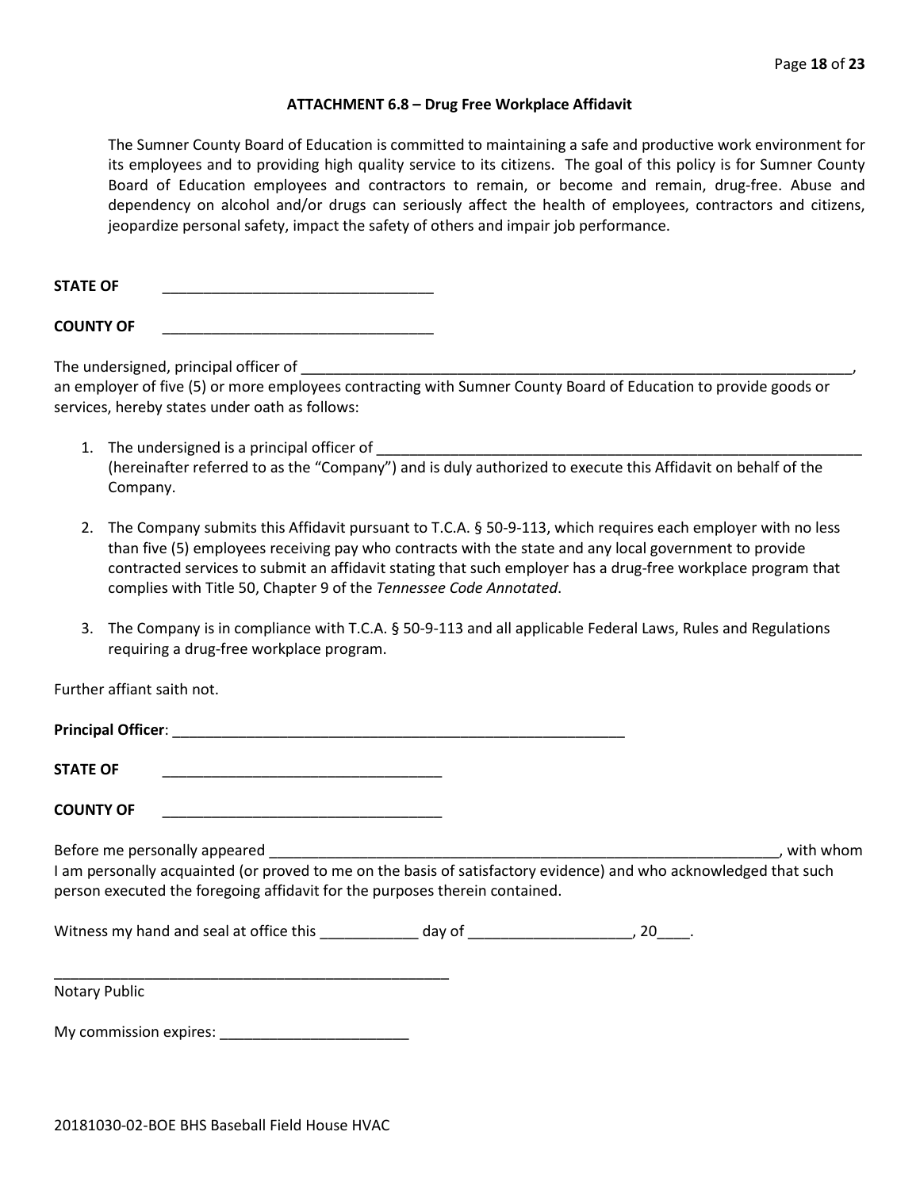### ATTACHMENT 6.8 – Drug Free Workplace Affidavit

The Sumner County Board of Education is committed to maintaining a safe and productive work environment for its employees and to providing high quality service to its citizens. The goal of this policy is for Sumner County Board of Education employees and contractors to remain, or become and remain, drug-free. Abuse and dependency on alcohol and/or drugs can seriously affect the health of employees, contractors and citizens, jeopardize personal safety, impact the safety of others and impair job performance.

**STATE OF** _________________________________

**COUNTY OF** _________________________________

The undersigned, principal officer of ______________________________________________________________________, an employer of five (5) or more employees contracting with Sumner County Board of Education to provide goods or services, hereby states under oath as follows:

1. The undersigned is a principal officer of ______________________________________________________________ (hereinafter referred to as the "Company") and is duly authorized to execute this Affidavit on behalf of the Company.

2. The Company submits this Affidavit pursuant to T.C.A. § 50-9-113, which requires each employer with no less than five (5) employees receiving pay who contracts with the state and any local government to provide contracted services to submit an affidavit stating that such employer has a drug-free workplace program that complies with Title 50, Chapter 9 of the *Tennessee Code Annotated*.

3. The Company is in compliance with T.C.A. § 50-9-113 and all applicable Federal Laws, Rules and Regulations requiring a drug-free workplace program.

Further affiant saith not.

**Principal Officer**: _______________________________________________________

**STATE OF** __________________________________

**COUNTY OF** __________________________________

Before me personally appeared ______________________________________________________________, with whom I am personally acquainted (or proved to me on the basis of satisfactory evidence) and who acknowledged that such person executed the foregoing affidavit for the purposes therein contained.

Witness my hand and seal at office this ____________ day of ____________________, 20____.

__________________________________________________

Notary Public

My commission expires: _______________________

20181030-02-BOE BHS Baseball Field House HVAC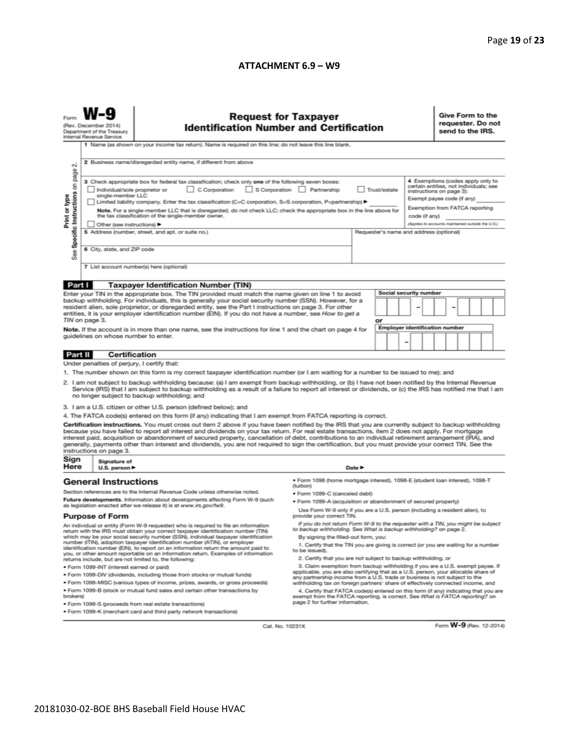**ATTACHMENT 6.9 – W9**

Form **W-9**
(Rev. December 2014)
Department of the Treasury
Internal Revenue Service

# Request for Taxpayer Identification Number and Certification

**Give Form to the requester. Do not send to the IRS.**

Print or type
See Specific Instructions on page 2.

1 Name (as shown on your income tax return). Name is required on this line; do not leave this line blank.

2 Business name/disregarded entity name, if different from above

3 Check appropriate box for federal tax classification; check only **one** of the following seven boxes:

☐ Individual/sole proprietor or single-member LLC ☐ C Corporation ☐ S Corporation ☐ Partnership ☐ Trust/estate

☐ Limited liability company. Enter the tax classification (C=C corporation, S=S corporation, P=partnership) ▶ ________

**Note.** For a single-member LLC that is disregarded, do not check LLC; check the appropriate box in the line above for the tax classification of the single-member owner.

☐ Other (see instructions) ▶

4 Exemptions (codes apply only to certain entities, not individuals; see instructions on page 3):

Exempt payee code (if any) ________

Exemption from FATCA reporting code (if any) ________

*(Applies to accounts maintained outside the U.S.)*

5 Address (number, street, and apt. or suite no.)

Requester's name and address (optional)

6 City, state, and ZIP code

7 List account number(s) here (optional)

## Part I Taxpayer Identification Number (TIN)

Enter your TIN in the appropriate box. The TIN provided must match the name given on line 1 to avoid backup withholding. For individuals, this is generally your social security number (SSN). However, for a resident alien, sole proprietor, or disregarded entity, see the Part I instructions on page 3. For other entities, it is your employer identification number (EIN). If you do not have a number, see *How to get a TIN* on page 3.

**Note.** If the account is in more than one name, see the instructions for line 1 and the chart on page 4 for guidelines on whose number to enter.

**Social security number**

☐☐☐ – ☐☐ – ☐☐☐☐

or

**Employer identification number**

☐☐ – ☐☐☐☐☐☐☐

## Part II Certification

Under penalties of perjury, I certify that:

1. The number shown on this form is my correct taxpayer identification number (or I am waiting for a number to be issued to me); and
2. I am not subject to backup withholding because: (a) I am exempt from backup withholding, or (b) I have not been notified by the Internal Revenue Service (IRS) that I am subject to backup withholding as a result of a failure to report all interest or dividends, or (c) the IRS has notified me that I am no longer subject to backup withholding; and
3. I am a U.S. citizen or other U.S. person (defined below); and
4. The FATCA code(s) entered on this form (if any) indicating that I am exempt from FATCA reporting is correct.

**Certification instructions.** You must cross out item 2 above if you have been notified by the IRS that you are currently subject to backup withholding because you have failed to report all interest and dividends on your tax return. For real estate transactions, item 2 does not apply. For mortgage interest paid, acquisition or abandonment of secured property, cancellation of debt, contributions to an individual retirement arrangement (IRA), and generally, payments other than interest and dividends, you are not required to sign the certification, but you must provide your correct TIN. See the instructions on page 3.

**Sign Here** Signature of U.S. person ▶ Date ▶

## General Instructions

Section references are to the Internal Revenue Code unless otherwise noted.

**Future developments.** Information about developments affecting Form W-9 (such as legislation enacted after we release it) is at *www.irs.gov/fw9*.

### Purpose of Form

An individual or entity (Form W-9 requester) who is required to file an information return with the IRS must obtain your correct taxpayer identification number (TIN) which may be your social security number (SSN), individual taxpayer identification number (ITIN), adoption taxpayer identification number (ATIN), or employer identification number (EIN), to report on an information return the amount paid to you, or other amount reportable on an information return. Examples of information returns include, but are not limited to, the following:

- Form 1099-INT (interest earned or paid)
- Form 1099-DIV (dividends, including those from stocks or mutual funds)
- Form 1099-MISC (various types of income, prizes, awards, or gross proceeds)
- Form 1099-B (stock or mutual fund sales and certain other transactions by brokers)
- Form 1099-S (proceeds from real estate transactions)
- Form 1099-K (merchant card and third party network transactions)
- Form 1098 (home mortgage interest), 1098-E (student loan interest), 1098-T (tuition)
- Form 1099-C (canceled debt)
- Form 1099-A (acquisition or abandonment of secured property)

Use Form W-9 only if you are a U.S. person (including a resident alien), to provide your correct TIN.

*If you do not return Form W-9 to the requester with a TIN, you might be subject to backup withholding. See What is backup withholding? on page 2.*

By signing the filled-out form, you:

1. Certify that the TIN you are giving is correct (or you are waiting for a number to be issued),
2. Certify that you are not subject to backup withholding, or
3. Claim exemption from backup withholding if you are a U.S. exempt payee. If applicable, you are also certifying that as a U.S. person, your allocable share of any partnership income from a U.S. trade or business is not subject to the withholding tax on foreign partners' share of effectively connected income, and
4. Certify that FATCA code(s) entered on this form (if any) indicating that you are exempt from the FATCA reporting, is correct. See *What is FATCA reporting?* on page 2 for further information.

Cat. No. 10231X Form **W-9** (Rev. 12-2014)

20181030-02-BOE BHS Baseball Field House HVAC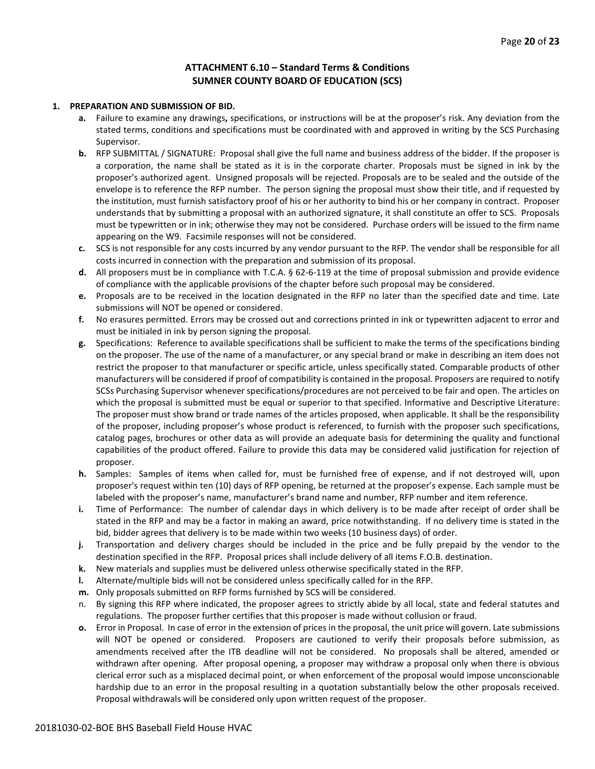# ATTACHMENT 6.10 – Standard Terms & Conditions
# SUMNER COUNTY BOARD OF EDUCATION (SCS)

**1. PREPARATION AND SUBMISSION OF BID.**

- **a.** Failure to examine any drawings**,** specifications, or instructions will be at the proposer's risk. Any deviation from the stated terms, conditions and specifications must be coordinated with and approved in writing by the SCS Purchasing Supervisor.
- **b.** RFP SUBMITTAL / SIGNATURE: Proposal shall give the full name and business address of the bidder. If the proposer is a corporation, the name shall be stated as it is in the corporate charter. Proposals must be signed in ink by the proposer's authorized agent. Unsigned proposals will be rejected. Proposals are to be sealed and the outside of the envelope is to reference the RFP number. The person signing the proposal must show their title, and if requested by the institution, must furnish satisfactory proof of his or her authority to bind his or her company in contract. Proposer understands that by submitting a proposal with an authorized signature, it shall constitute an offer to SCS. Proposals must be typewritten or in ink; otherwise they may not be considered. Purchase orders will be issued to the firm name appearing on the W9. Facsimile responses will not be considered.
- **c.** SCS is not responsible for any costs incurred by any vendor pursuant to the RFP. The vendor shall be responsible for all costs incurred in connection with the preparation and submission of its proposal.
- **d.** All proposers must be in compliance with T.C.A. § 62-6-119 at the time of proposal submission and provide evidence of compliance with the applicable provisions of the chapter before such proposal may be considered.
- **e.** Proposals are to be received in the location designated in the RFP no later than the specified date and time. Late submissions will NOT be opened or considered.
- **f.** No erasures permitted. Errors may be crossed out and corrections printed in ink or typewritten adjacent to error and must be initialed in ink by person signing the proposal.
- **g.** Specifications: Reference to available specifications shall be sufficient to make the terms of the specifications binding on the proposer. The use of the name of a manufacturer, or any special brand or make in describing an item does not restrict the proposer to that manufacturer or specific article, unless specifically stated. Comparable products of other manufacturers will be considered if proof of compatibility is contained in the proposal. Proposers are required to notify SCSs Purchasing Supervisor whenever specifications/procedures are not perceived to be fair and open. The articles on which the proposal is submitted must be equal or superior to that specified. Informative and Descriptive Literature: The proposer must show brand or trade names of the articles proposed, when applicable. It shall be the responsibility of the proposer, including proposer's whose product is referenced, to furnish with the proposer such specifications, catalog pages, brochures or other data as will provide an adequate basis for determining the quality and functional capabilities of the product offered. Failure to provide this data may be considered valid justification for rejection of proposer.
- **h.** Samples: Samples of items when called for, must be furnished free of expense, and if not destroyed will, upon proposer's request within ten (10) days of RFP opening, be returned at the proposer's expense. Each sample must be labeled with the proposer's name, manufacturer's brand name and number, RFP number and item reference.
- **i.** Time of Performance: The number of calendar days in which delivery is to be made after receipt of order shall be stated in the RFP and may be a factor in making an award, price notwithstanding. If no delivery time is stated in the bid, bidder agrees that delivery is to be made within two weeks (10 business days) of order.
- **j.** Transportation and delivery charges should be included in the price and be fully prepaid by the vendor to the destination specified in the RFP. Proposal prices shall include delivery of all items F.O.B. destination.
- **k.** New materials and supplies must be delivered unless otherwise specifically stated in the RFP.
- **l.** Alternate/multiple bids will not be considered unless specifically called for in the RFP.
- **m.** Only proposals submitted on RFP forms furnished by SCS will be considered.
- n. By signing this RFP where indicated, the proposer agrees to strictly abide by all local, state and federal statutes and regulations. The proposer further certifies that this proposer is made without collusion or fraud.
- **o.** Error in Proposal. In case of error in the extension of prices in the proposal, the unit price will govern. Late submissions will NOT be opened or considered. Proposers are cautioned to verify their proposals before submission, as amendments received after the ITB deadline will not be considered. No proposals shall be altered, amended or withdrawn after opening. After proposal opening, a proposer may withdraw a proposal only when there is obvious clerical error such as a misplaced decimal point, or when enforcement of the proposal would impose unconscionable hardship due to an error in the proposal resulting in a quotation substantially below the other proposals received. Proposal withdrawals will be considered only upon written request of the proposer.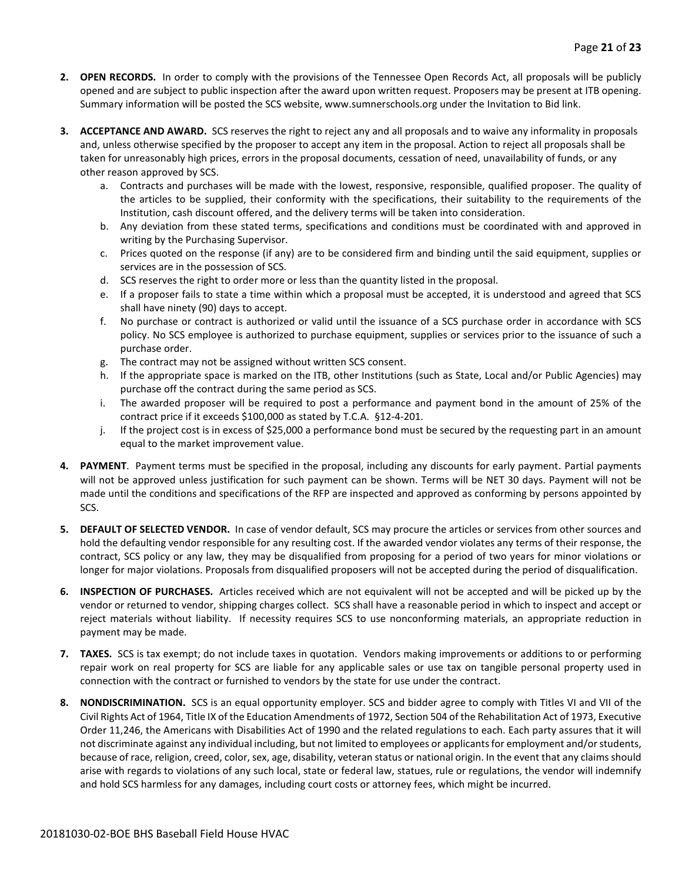2. **OPEN RECORDS.** In order to comply with the provisions of the Tennessee Open Records Act, all proposals will be publicly opened and are subject to public inspection after the award upon written request. Proposers may be present at ITB opening. Summary information will be posted the SCS website, www.sumnerschools.org under the Invitation to Bid link.

3. **ACCEPTANCE AND AWARD.** SCS reserves the right to reject any and all proposals and to waive any informality in proposals and, unless otherwise specified by the proposer to accept any item in the proposal. Action to reject all proposals shall be taken for unreasonably high prices, errors in the proposal documents, cessation of need, unavailability of funds, or any other reason approved by SCS.
   a. Contracts and purchases will be made with the lowest, responsive, responsible, qualified proposer. The quality of the articles to be supplied, their conformity with the specifications, their suitability to the requirements of the Institution, cash discount offered, and the delivery terms will be taken into consideration.
   b. Any deviation from these stated terms, specifications and conditions must be coordinated with and approved in writing by the Purchasing Supervisor.
   c. Prices quoted on the response (if any) are to be considered firm and binding until the said equipment, supplies or services are in the possession of SCS.
   d. SCS reserves the right to order more or less than the quantity listed in the proposal.
   e. If a proposer fails to state a time within which a proposal must be accepted, it is understood and agreed that SCS shall have ninety (90) days to accept.
   f. No purchase or contract is authorized or valid until the issuance of a SCS purchase order in accordance with SCS policy. No SCS employee is authorized to purchase equipment, supplies or services prior to the issuance of such a purchase order.
   g. The contract may not be assigned without written SCS consent.
   h. If the appropriate space is marked on the ITB, other Institutions (such as State, Local and/or Public Agencies) may purchase off the contract during the same period as SCS.
   i. The awarded proposer will be required to post a performance and payment bond in the amount of 25% of the contract price if it exceeds $100,000 as stated by T.C.A. §12-4-201.
   j. If the project cost is in excess of $25,000 a performance bond must be secured by the requesting part in an amount equal to the market improvement value.

4. **PAYMENT**. Payment terms must be specified in the proposal, including any discounts for early payment. Partial payments will not be approved unless justification for such payment can be shown. Terms will be NET 30 days. Payment will not be made until the conditions and specifications of the RFP are inspected and approved as conforming by persons appointed by SCS.

5. **DEFAULT OF SELECTED VENDOR.** In case of vendor default, SCS may procure the articles or services from other sources and hold the defaulting vendor responsible for any resulting cost. If the awarded vendor violates any terms of their response, the contract, SCS policy or any law, they may be disqualified from proposing for a period of two years for minor violations or longer for major violations. Proposals from disqualified proposers will not be accepted during the period of disqualification.

6. **INSPECTION OF PURCHASES.** Articles received which are not equivalent will not be accepted and will be picked up by the vendor or returned to vendor, shipping charges collect. SCS shall have a reasonable period in which to inspect and accept or reject materials without liability. If necessity requires SCS to use nonconforming materials, an appropriate reduction in payment may be made.

7. **TAXES.** SCS is tax exempt; do not include taxes in quotation. Vendors making improvements or additions to or performing repair work on real property for SCS are liable for any applicable sales or use tax on tangible personal property used in connection with the contract or furnished to vendors by the state for use under the contract.

8. **NONDISCRIMINATION.** SCS is an equal opportunity employer. SCS and bidder agree to comply with Titles VI and VII of the Civil Rights Act of 1964, Title IX of the Education Amendments of 1972, Section 504 of the Rehabilitation Act of 1973, Executive Order 11,246, the Americans with Disabilities Act of 1990 and the related regulations to each. Each party assures that it will not discriminate against any individual including, but not limited to employees or applicants for employment and/or students, because of race, religion, creed, color, sex, age, disability, veteran status or national origin. In the event that any claims should arise with regards to violations of any such local, state or federal law, statues, rule or regulations, the vendor will indemnify and hold SCS harmless for any damages, including court costs or attorney fees, which might be incurred.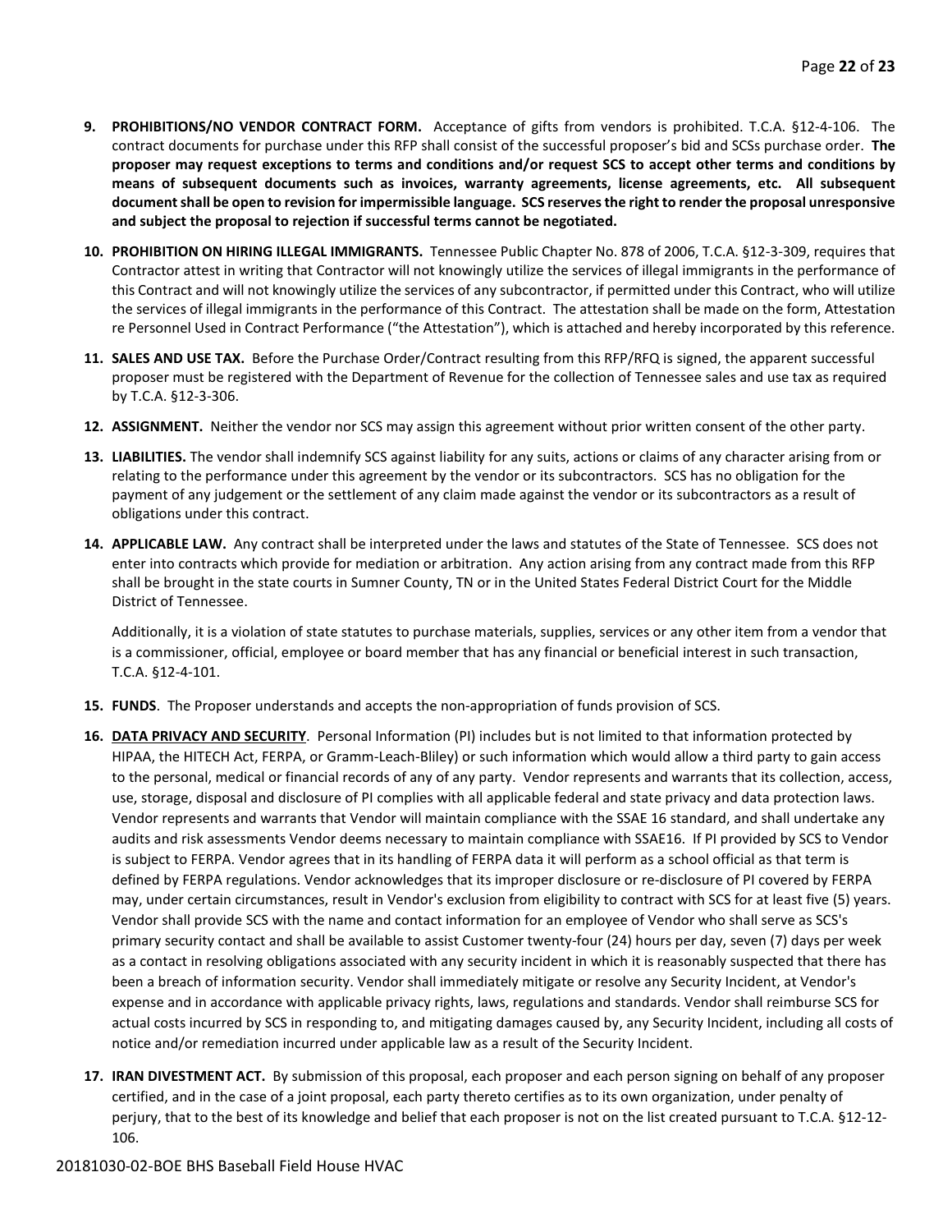9. **PROHIBITIONS/NO VENDOR CONTRACT FORM.** Acceptance of gifts from vendors is prohibited. T.C.A. §12-4-106. The contract documents for purchase under this RFP shall consist of the successful proposer's bid and SCSs purchase order. **The proposer may request exceptions to terms and conditions and/or request SCS to accept other terms and conditions by means of subsequent documents such as invoices, warranty agreements, license agreements, etc. All subsequent document shall be open to revision for impermissible language. SCS reserves the right to render the proposal unresponsive and subject the proposal to rejection if successful terms cannot be negotiated.**

10. **PROHIBITION ON HIRING ILLEGAL IMMIGRANTS.** Tennessee Public Chapter No. 878 of 2006, T.C.A. §12-3-309, requires that Contractor attest in writing that Contractor will not knowingly utilize the services of illegal immigrants in the performance of this Contract and will not knowingly utilize the services of any subcontractor, if permitted under this Contract, who will utilize the services of illegal immigrants in the performance of this Contract. The attestation shall be made on the form, Attestation re Personnel Used in Contract Performance ("the Attestation"), which is attached and hereby incorporated by this reference.

11. **SALES AND USE TAX.** Before the Purchase Order/Contract resulting from this RFP/RFQ is signed, the apparent successful proposer must be registered with the Department of Revenue for the collection of Tennessee sales and use tax as required by T.C.A. §12-3-306.

12. **ASSIGNMENT.** Neither the vendor nor SCS may assign this agreement without prior written consent of the other party.

13. **LIABILITIES.** The vendor shall indemnify SCS against liability for any suits, actions or claims of any character arising from or relating to the performance under this agreement by the vendor or its subcontractors. SCS has no obligation for the payment of any judgement or the settlement of any claim made against the vendor or its subcontractors as a result of obligations under this contract.

14. **APPLICABLE LAW.** Any contract shall be interpreted under the laws and statutes of the State of Tennessee. SCS does not enter into contracts which provide for mediation or arbitration. Any action arising from any contract made from this RFP shall be brought in the state courts in Sumner County, TN or in the United States Federal District Court for the Middle District of Tennessee.

    Additionally, it is a violation of state statutes to purchase materials, supplies, services or any other item from a vendor that is a commissioner, official, employee or board member that has any financial or beneficial interest in such transaction, T.C.A. §12-4-101.

15. **FUNDS**. The Proposer understands and accepts the non-appropriation of funds provision of SCS.

16. **<u>DATA PRIVACY AND SECURITY</u>**. Personal Information (PI) includes but is not limited to that information protected by HIPAA, the HITECH Act, FERPA, or Gramm-Leach-Bliley) or such information which would allow a third party to gain access to the personal, medical or financial records of any of any party. Vendor represents and warrants that its collection, access, use, storage, disposal and disclosure of PI complies with all applicable federal and state privacy and data protection laws. Vendor represents and warrants that Vendor will maintain compliance with the SSAE 16 standard, and shall undertake any audits and risk assessments Vendor deems necessary to maintain compliance with SSAE16. If PI provided by SCS to Vendor is subject to FERPA. Vendor agrees that in its handling of FERPA data it will perform as a school official as that term is defined by FERPA regulations. Vendor acknowledges that its improper disclosure or re-disclosure of PI covered by FERPA may, under certain circumstances, result in Vendor's exclusion from eligibility to contract with SCS for at least five (5) years. Vendor shall provide SCS with the name and contact information for an employee of Vendor who shall serve as SCS's primary security contact and shall be available to assist Customer twenty-four (24) hours per day, seven (7) days per week as a contact in resolving obligations associated with any security incident in which it is reasonably suspected that there has been a breach of information security. Vendor shall immediately mitigate or resolve any Security Incident, at Vendor's expense and in accordance with applicable privacy rights, laws, regulations and standards. Vendor shall reimburse SCS for actual costs incurred by SCS in responding to, and mitigating damages caused by, any Security Incident, including all costs of notice and/or remediation incurred under applicable law as a result of the Security Incident.

17. **IRAN DIVESTMENT ACT.** By submission of this proposal, each proposer and each person signing on behalf of any proposer certified, and in the case of a joint proposal, each party thereto certifies as to its own organization, under penalty of perjury, that to the best of its knowledge and belief that each proposer is not on the list created pursuant to T.C.A. §12-12-106.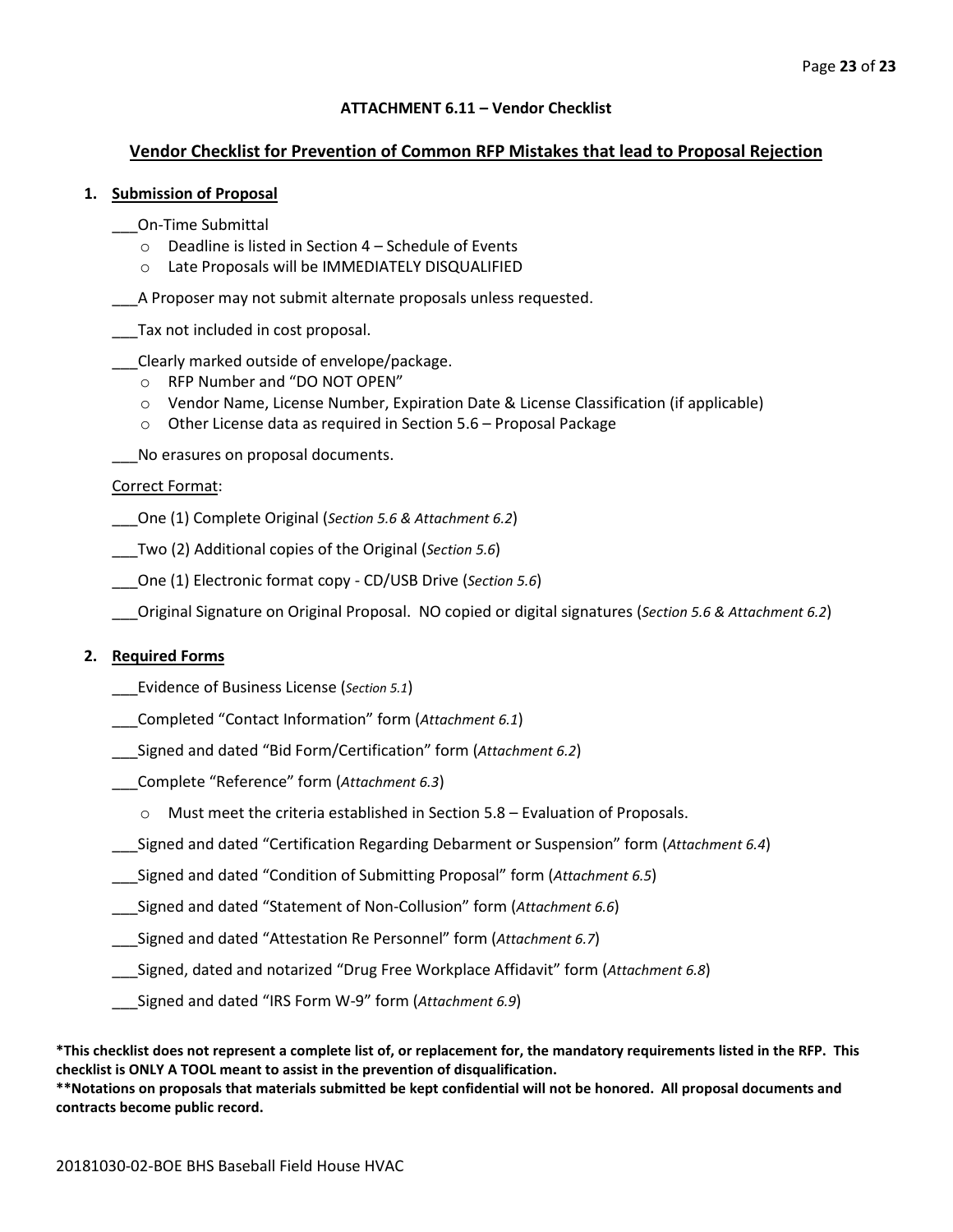**ATTACHMENT 6.11 – Vendor Checklist**

## Vendor Checklist for Prevention of Common RFP Mistakes that lead to Proposal Rejection

1. **Submission of Proposal**

___On-Time Submittal

- Deadline is listed in Section 4 – Schedule of Events
- Late Proposals will be IMMEDIATELY DISQUALIFIED

___A Proposer may not submit alternate proposals unless requested.

___Tax not included in cost proposal.

___Clearly marked outside of envelope/package.

- RFP Number and "DO NOT OPEN"
- Vendor Name, License Number, Expiration Date & License Classification (if applicable)
- Other License data as required in Section 5.6 – Proposal Package

___No erasures on proposal documents.

Correct Format:

___One (1) Complete Original (*Section 5.6 & Attachment 6.2*)

___Two (2) Additional copies of the Original (*Section 5.6*)

___One (1) Electronic format copy - CD/USB Drive (*Section 5.6*)

___Original Signature on Original Proposal. NO copied or digital signatures (*Section 5.6 & Attachment 6.2*)

2. **Required Forms**

___Evidence of Business License (*Section 5.1*)

___Completed "Contact Information" form (*Attachment 6.1*)

___Signed and dated "Bid Form/Certification" form (*Attachment 6.2*)

___Complete "Reference" form (*Attachment 6.3*)

- Must meet the criteria established in Section 5.8 – Evaluation of Proposals.

___Signed and dated "Certification Regarding Debarment or Suspension" form (*Attachment 6.4*)

___Signed and dated "Condition of Submitting Proposal" form (*Attachment 6.5*)

___Signed and dated "Statement of Non-Collusion" form (*Attachment 6.6*)

___Signed and dated "Attestation Re Personnel" form (*Attachment 6.7*)

___Signed, dated and notarized "Drug Free Workplace Affidavit" form (*Attachment 6.8*)

___Signed and dated "IRS Form W-9" form (*Attachment 6.9*)

**\*This checklist does not represent a complete list of, or replacement for, the mandatory requirements listed in the RFP. This checklist is ONLY A TOOL meant to assist in the prevention of disqualification.**

**\*\*Notations on proposals that materials submitted be kept confidential will not be honored. All proposal documents and contracts become public record.**

20181030-02-BOE BHS Baseball Field House HVAC